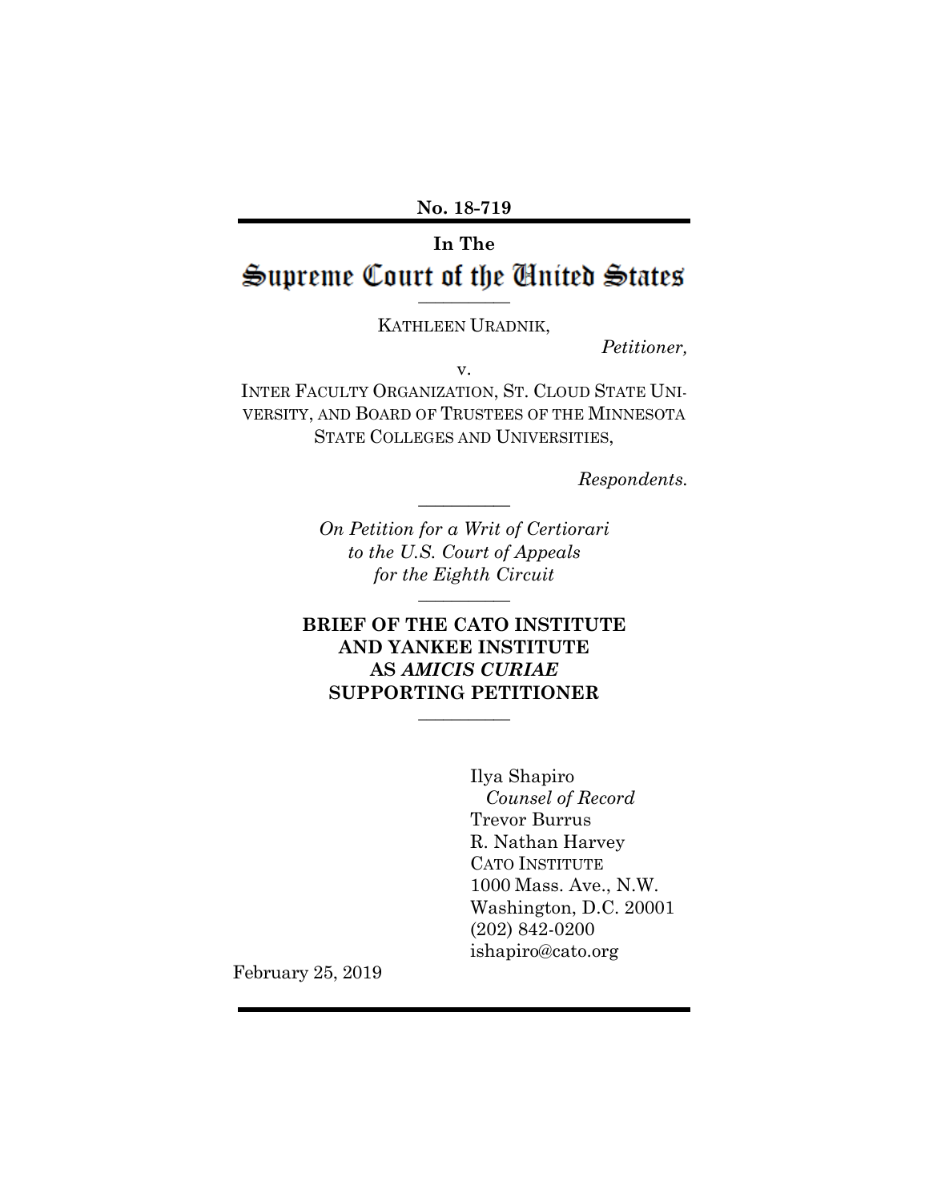**No. 18-719**

**In The**

# Supreme Court of the United States

---

KATHLEEN URADNIK,

*Petitioner,*

v.

INTER FACULTY ORGANIZATION, ST. CLOUD STATE UNIVERSITY, AND BOARD OF TRUSTEES OF THE MINNESOTA STATE COLLEGES AND UNIVERSITIES,

*Respondents.*

---

*On Petition for a Writ of Certiorari to the U.S. Court of Appeals for the Eighth Circuit*

---

**BRIEF OF THE CATO INSTITUTE AND YANKEE INSTITUTE AS *AMICIS CURIAE* SUPPORTING PETITIONER**

---

Ilya Shapiro
*Counsel of Record*
Trevor Burrus
R. Nathan Harvey
CATO INSTITUTE
1000 Mass. Ave., N.W.
Washington, D.C. 20001
(202) 842-0200
ishapiro@cato.org

February 25, 2019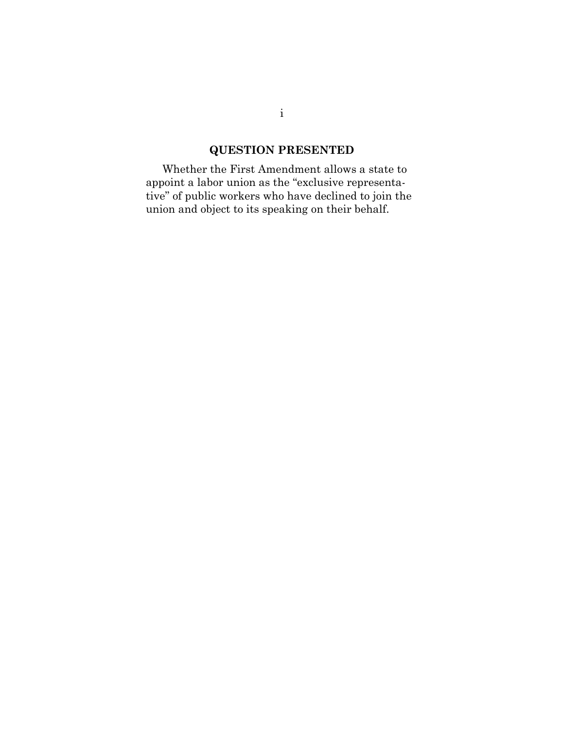## QUESTION PRESENTED

Whether the First Amendment allows a state to appoint a labor union as the "exclusive representative" of public workers who have declined to join the union and object to its speaking on their behalf.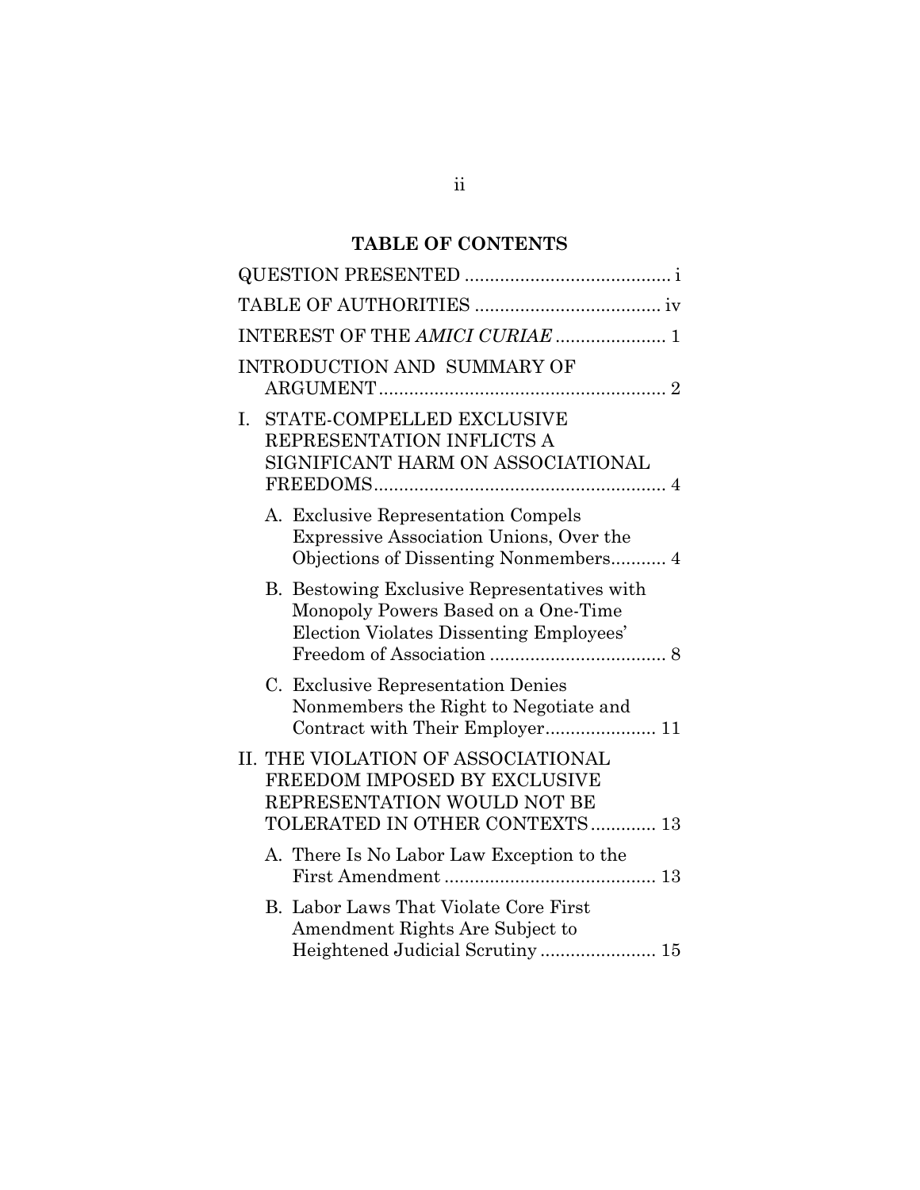## TABLE OF CONTENTS

QUESTION PRESENTED ........................................ i

TABLE OF AUTHORITIES .................................... iv

INTEREST OF THE *AMICI CURIAE* ..................... 1

INTRODUCTION AND SUMMARY OF ARGUMENT ........................................................ 2

I. STATE-COMPELLED EXCLUSIVE REPRESENTATION INFLICTS A SIGNIFICANT HARM ON ASSOCIATIONAL FREEDOMS .......................................................... 4

   A. Exclusive Representation Compels Expressive Association Unions, Over the Objections of Dissenting Nonmembers ........... 4

   B. Bestowing Exclusive Representatives with Monopoly Powers Based on a One-Time Election Violates Dissenting Employees' Freedom of Association .................................. 8

   C. Exclusive Representation Denies Nonmembers the Right to Negotiate and Contract with Their Employer...................... 11

II. THE VIOLATION OF ASSOCIATIONAL FREEDOM IMPOSED BY EXCLUSIVE REPRESENTATION WOULD NOT BE TOLERATED IN OTHER CONTEXTS............. 13

   A. There Is No Labor Law Exception to the First Amendment .......................................... 13

   B. Labor Laws That Violate Core First Amendment Rights Are Subject to Heightened Judicial Scrutiny ....................... 15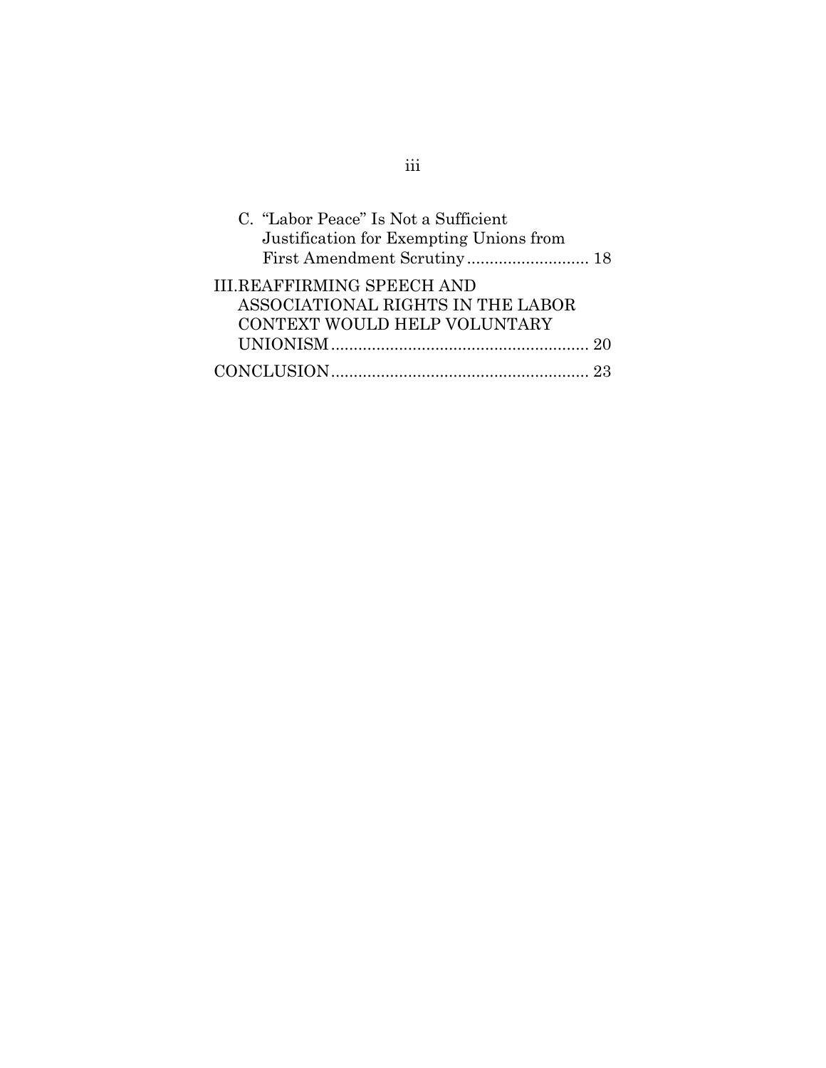C. "Labor Peace" Is Not a Sufficient Justification for Exempting Unions from First Amendment Scrutiny ........................... 18

III. REAFFIRMING SPEECH AND ASSOCIATIONAL RIGHTS IN THE LABOR CONTEXT WOULD HELP VOLUNTARY UNIONISM ......................................................... 20

CONCLUSION ......................................................... 23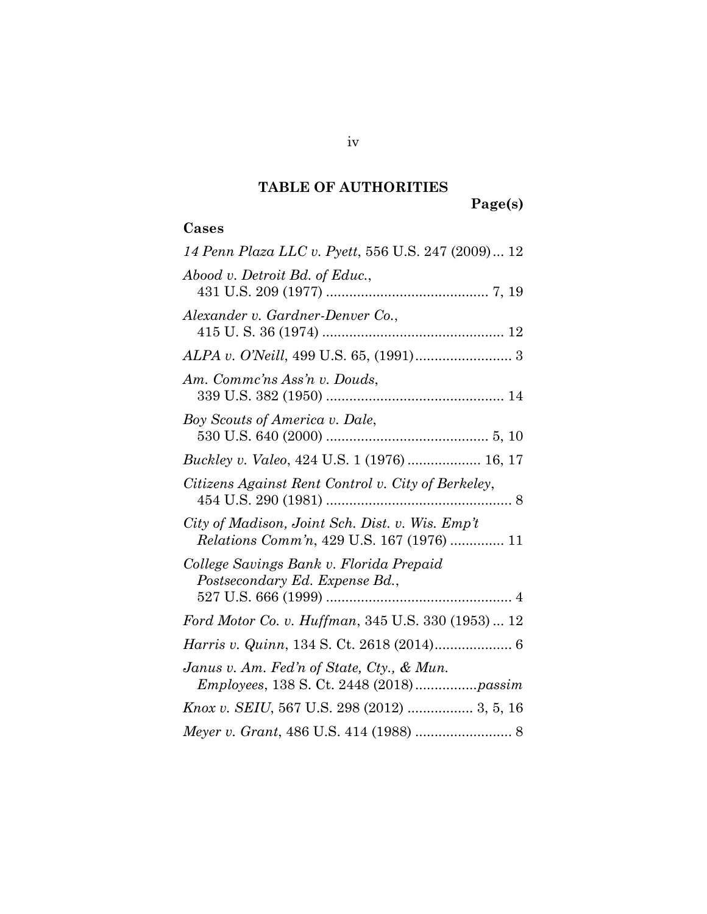# TABLE OF AUTHORITIES

**Page(s)**

## Cases

*14 Penn Plaza LLC v. Pyett*, 556 U.S. 247 (2009) ... 12

*Abood v. Detroit Bd. of Educ.*, 431 U.S. 209 (1977) .......................................... 7, 19

*Alexander v. Gardner-Denver Co.*, 415 U. S. 36 (1974) ............................................... 12

*ALPA v. O'Neill*, 499 U.S. 65, (1991)......................... 3

*Am. Commc'ns Ass'n v. Douds*, 339 U.S. 382 (1950) .............................................. 14

*Boy Scouts of America v. Dale*, 530 U.S. 640 (2000) .......................................... 5, 10

*Buckley v. Valeo*, 424 U.S. 1 (1976) ................... 16, 17

*Citizens Against Rent Control v. City of Berkeley*, 454 U.S. 290 (1981) ................................................ 8

*City of Madison, Joint Sch. Dist. v. Wis. Emp't Relations Comm'n*, 429 U.S. 167 (1976) ............. 11

*College Savings Bank v. Florida Prepaid Postsecondary Ed. Expense Bd.*, 527 U.S. 666 (1999) ................................................ 4

*Ford Motor Co. v. Huffman*, 345 U.S. 330 (1953) ... 12

*Harris v. Quinn*, 134 S. Ct. 2618 (2014).................... 6

*Janus v. Am. Fed'n of State, Cty., & Mun. Employees*, 138 S. Ct. 2448 (2018)................*passim*

*Knox v. SEIU*, 567 U.S. 298 (2012) ................. 3, 5, 16

*Meyer v. Grant*, 486 U.S. 414 (1988) ......................... 8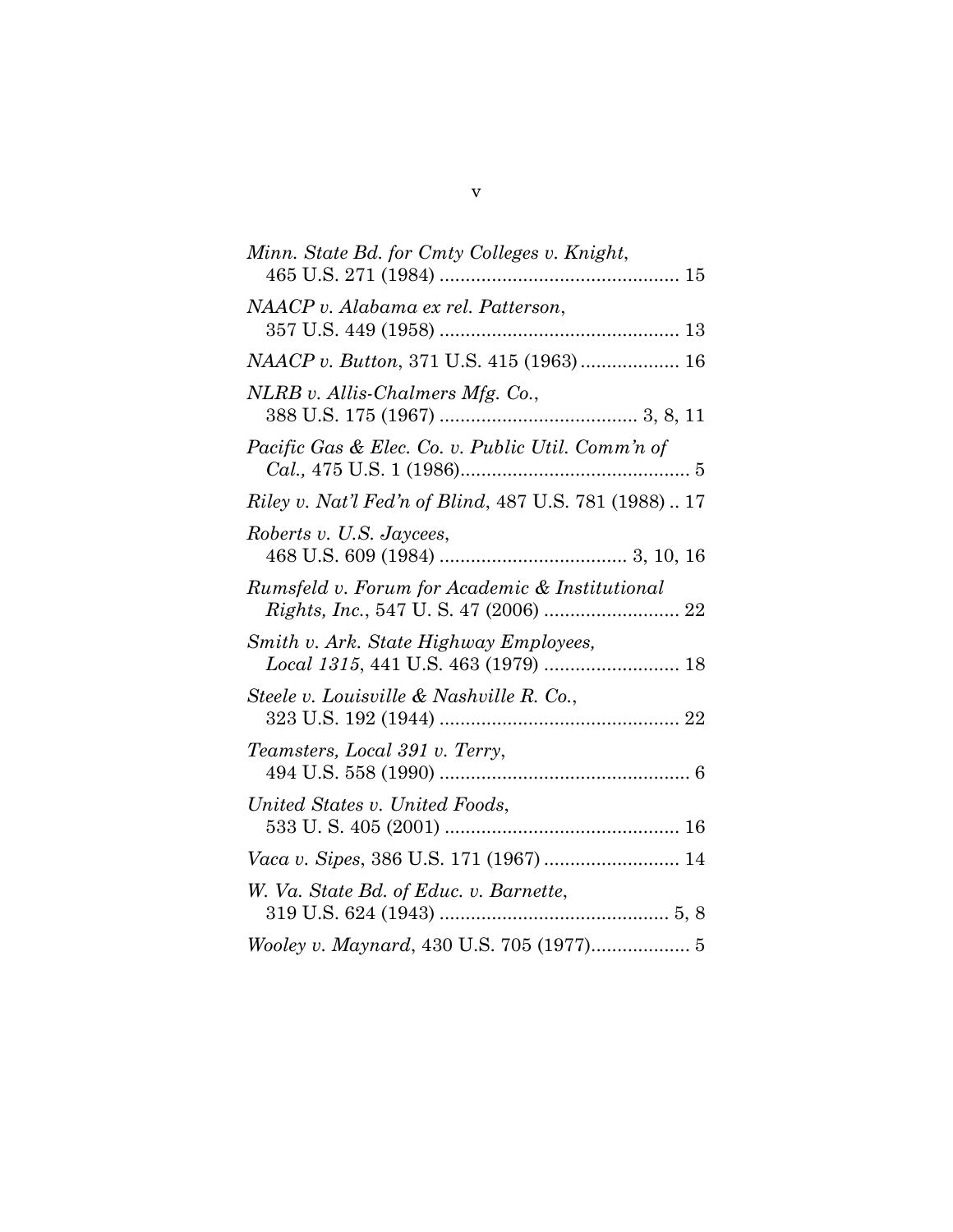*Minn. State Bd. for Cmty Colleges v. Knight*, 465 U.S. 271 (1984) .............................................. 15

*NAACP v. Alabama ex rel. Patterson*, 357 U.S. 449 (1958) .............................................. 13

*NAACP v. Button*, 371 U.S. 415 (1963) ................... 16

*NLRB v. Allis-Chalmers Mfg. Co.*, 388 U.S. 175 (1967) ..................................... 3, 8, 11

*Pacific Gas & Elec. Co. v. Public Util. Comm'n of Cal.,* 475 U.S. 1 (1986)............................................ 5

*Riley v. Nat'l Fed'n of Blind*, 487 U.S. 781 (1988) .. 17

*Roberts v. U.S. Jaycees*, 468 U.S. 609 (1984) .................................... 3, 10, 16

*Rumsfeld v. Forum for Academic & Institutional Rights, Inc.*, 547 U. S. 47 (2006) .......................... 22

*Smith v. Ark. State Highway Employees, Local 1315*, 441 U.S. 463 (1979) .......................... 18

*Steele v. Louisville & Nashville R. Co.*, 323 U.S. 192 (1944) .............................................. 22

*Teamsters, Local 391 v. Terry*, 494 U.S. 558 (1990) ................................................ 6

*United States v. United Foods*, 533 U. S. 405 (2001) ............................................. 16

*Vaca v. Sipes*, 386 U.S. 171 (1967) .......................... 14

*W. Va. State Bd. of Educ. v. Barnette*, 319 U.S. 624 (1943) ............................................ 5, 8

*Wooley v. Maynard*, 430 U.S. 705 (1977)................... 5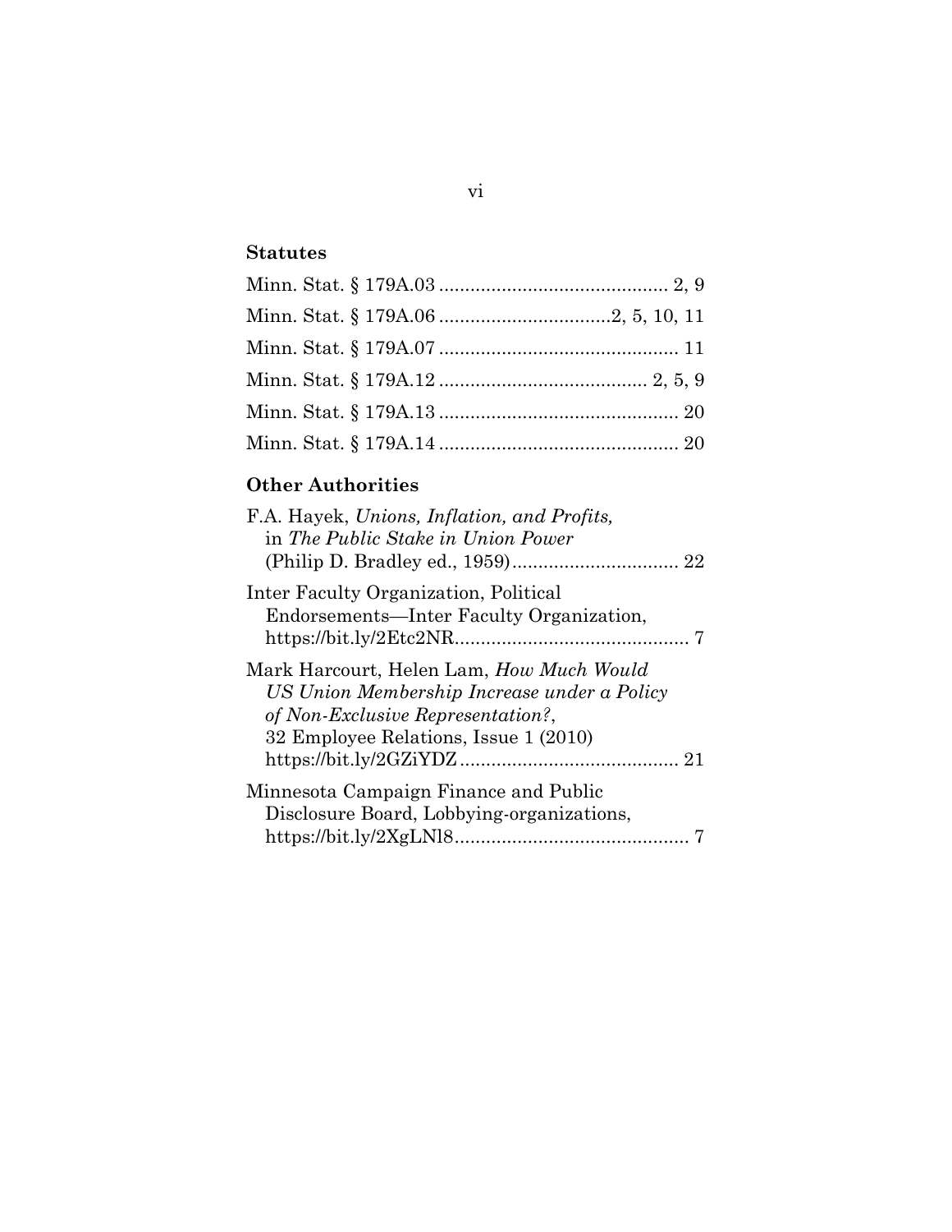**Statutes**

Minn. Stat. § 179A.03 ............................................ 2, 9

Minn. Stat. § 179A.06 ................................2, 5, 10, 11

Minn. Stat. § 179A.07 ............................................. 11

Minn. Stat. § 179A.12 ....................................... 2, 5, 9

Minn. Stat. § 179A.13 ............................................. 20

Minn. Stat. § 179A.14 ............................................. 20

**Other Authorities**

F.A. Hayek, *Unions, Inflation, and Profits,* in *The Public Stake in Union Power* (Philip D. Bradley ed., 1959)................................ 22

Inter Faculty Organization, Political Endorsements—Inter Faculty Organization, https://bit.ly/2Etc2NR............................................ 7

Mark Harcourt, Helen Lam, *How Much Would US Union Membership Increase under a Policy of Non-Exclusive Representation?*, 32 Employee Relations, Issue 1 (2010) https://bit.ly/2GZiYDZ.......................................... 21

Minnesota Campaign Finance and Public Disclosure Board, Lobbying-organizations, https://bit.ly/2XgLNl8............................................ 7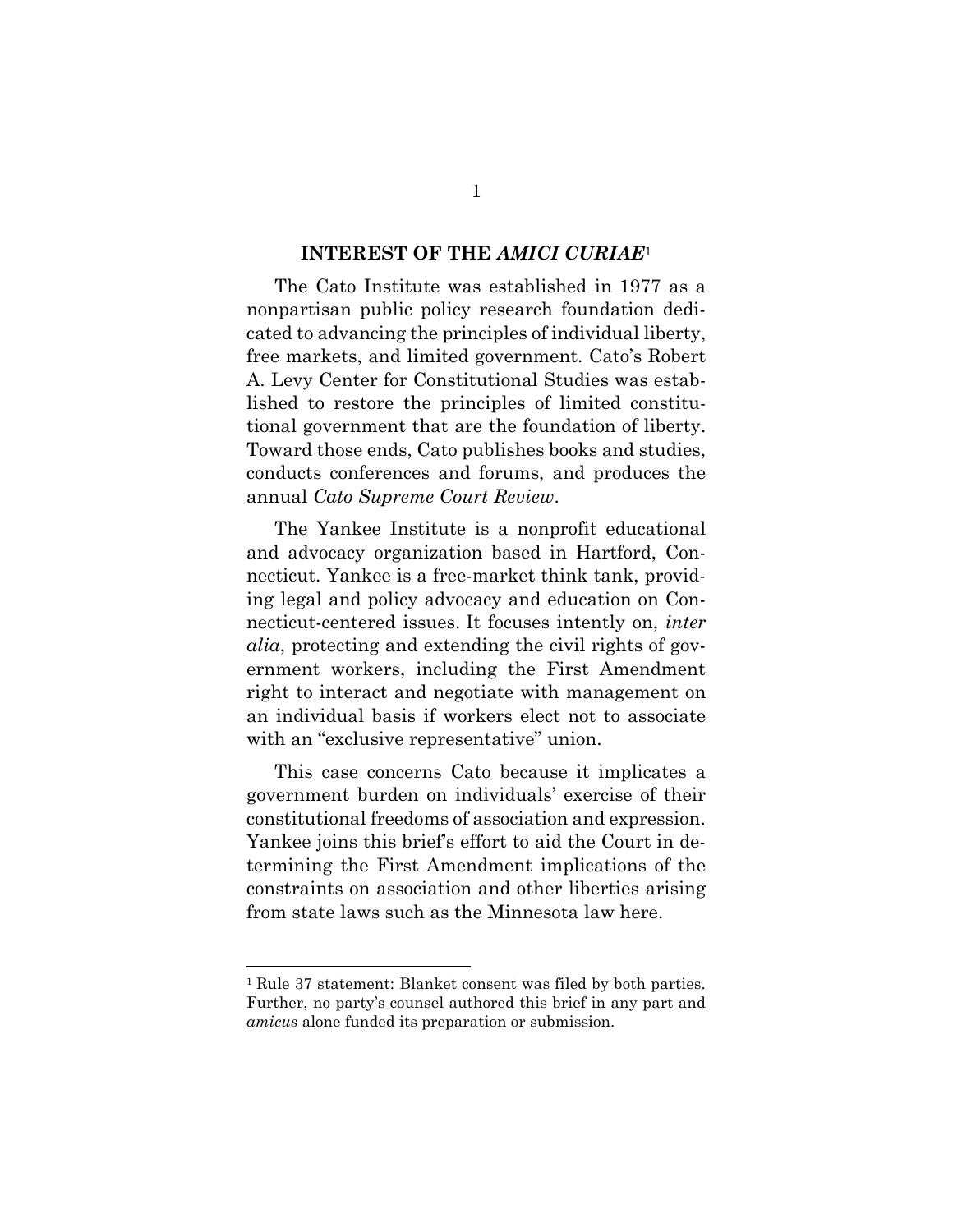## INTEREST OF THE *AMICI CURIAE*[1]

The Cato Institute was established in 1977 as a nonpartisan public policy research foundation dedicated to advancing the principles of individual liberty, free markets, and limited government. Cato's Robert A. Levy Center for Constitutional Studies was established to restore the principles of limited constitutional government that are the foundation of liberty. Toward those ends, Cato publishes books and studies, conducts conferences and forums, and produces the annual *Cato Supreme Court Review*.

The Yankee Institute is a nonprofit educational and advocacy organization based in Hartford, Connecticut. Yankee is a free-market think tank, providing legal and policy advocacy and education on Connecticut-centered issues. It focuses intently on, *inter alia*, protecting and extending the civil rights of government workers, including the First Amendment right to interact and negotiate with management on an individual basis if workers elect not to associate with an "exclusive representative" union.

This case concerns Cato because it implicates a government burden on individuals' exercise of their constitutional freedoms of association and expression. Yankee joins this brief's effort to aid the Court in determining the First Amendment implications of the constraints on association and other liberties arising from state laws such as the Minnesota law here.

[1] Rule 37 statement: Blanket consent was filed by both parties. Further, no party's counsel authored this brief in any part and *amicus* alone funded its preparation or submission.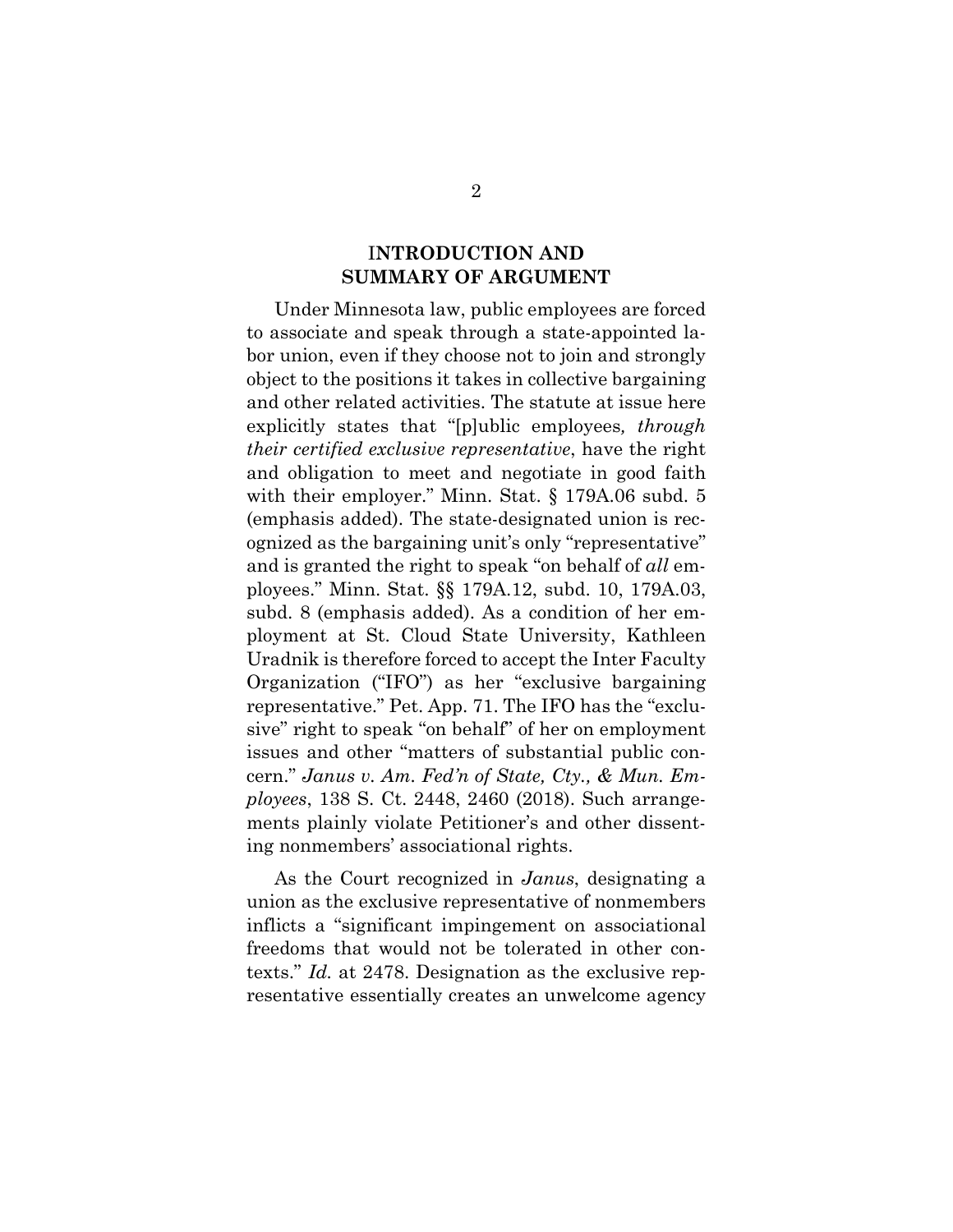## INTRODUCTION AND SUMMARY OF ARGUMENT

Under Minnesota law, public employees are forced to associate and speak through a state-appointed labor union, even if they choose not to join and strongly object to the positions it takes in collective bargaining and other related activities. The statute at issue here explicitly states that "[p]ublic employees*, through their certified exclusive representative*, have the right and obligation to meet and negotiate in good faith with their employer." Minn. Stat. § 179A.06 subd. 5 (emphasis added). The state-designated union is recognized as the bargaining unit's only "representative" and is granted the right to speak "on behalf of *all* employees." Minn. Stat. §§ 179A.12, subd. 10, 179A.03, subd. 8 (emphasis added). As a condition of her employment at St. Cloud State University, Kathleen Uradnik is therefore forced to accept the Inter Faculty Organization ("IFO") as her "exclusive bargaining representative." Pet. App. 71. The IFO has the "exclusive" right to speak "on behalf" of her on employment issues and other "matters of substantial public concern." *Janus v. Am. Fed'n of State, Cty., & Mun. Employees*, 138 S. Ct. 2448, 2460 (2018). Such arrangements plainly violate Petitioner's and other dissenting nonmembers' associational rights.

As the Court recognized in *Janus*, designating a union as the exclusive representative of nonmembers inflicts a "significant impingement on associational freedoms that would not be tolerated in other contexts." *Id.* at 2478. Designation as the exclusive representative essentially creates an unwelcome agency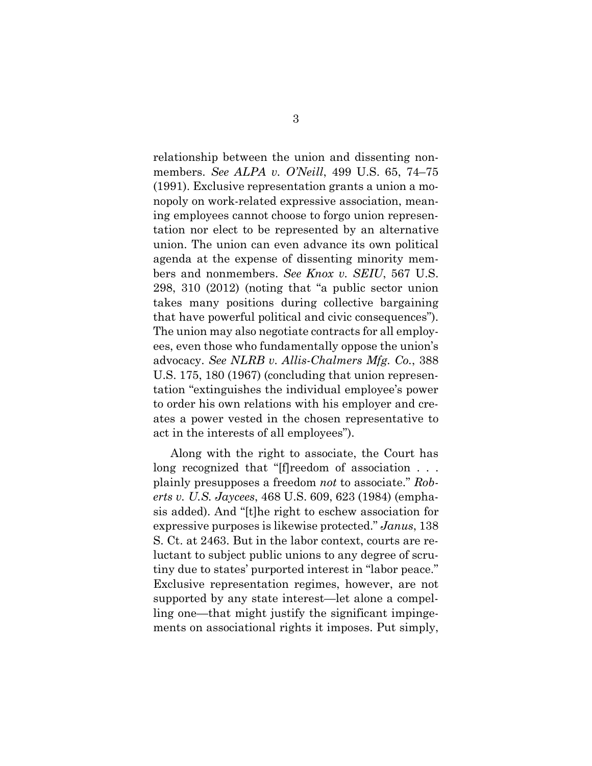relationship between the union and dissenting nonmembers. *See ALPA v. O'Neill*, 499 U.S. 65, 74–75 (1991). Exclusive representation grants a union a monopoly on work-related expressive association, meaning employees cannot choose to forgo union representation nor elect to be represented by an alternative union. The union can even advance its own political agenda at the expense of dissenting minority members and nonmembers. *See Knox v. SEIU*, 567 U.S. 298, 310 (2012) (noting that "a public sector union takes many positions during collective bargaining that have powerful political and civic consequences"). The union may also negotiate contracts for all employees, even those who fundamentally oppose the union's advocacy. *See NLRB v. Allis-Chalmers Mfg. Co.*, 388 U.S. 175, 180 (1967) (concluding that union representation "extinguishes the individual employee's power to order his own relations with his employer and creates a power vested in the chosen representative to act in the interests of all employees").

Along with the right to associate, the Court has long recognized that "[f]reedom of association . . . plainly presupposes a freedom *not* to associate." *Roberts v. U.S. Jaycees*, 468 U.S. 609, 623 (1984) (emphasis added). And "[t]he right to eschew association for expressive purposes is likewise protected." *Janus*, 138 S. Ct. at 2463. But in the labor context, courts are reluctant to subject public unions to any degree of scrutiny due to states' purported interest in "labor peace." Exclusive representation regimes, however, are not supported by any state interest—let alone a compelling one—that might justify the significant impingements on associational rights it imposes. Put simply,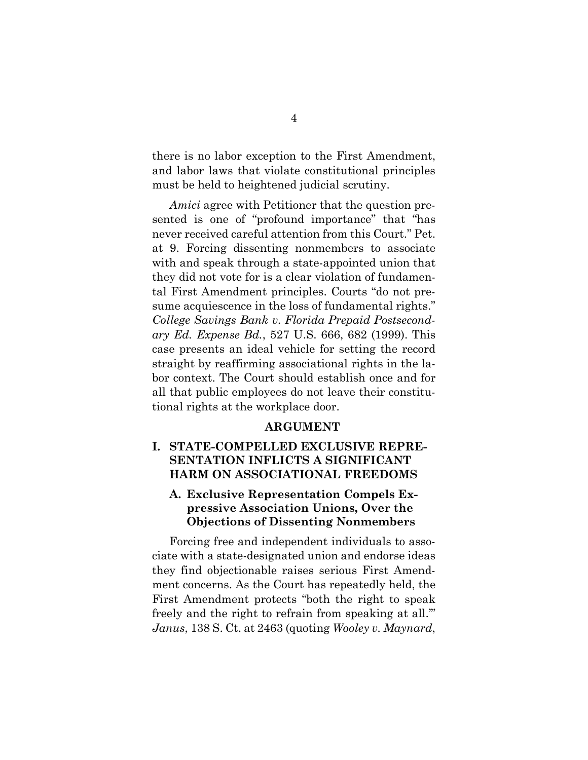there is no labor exception to the First Amendment, and labor laws that violate constitutional principles must be held to heightened judicial scrutiny.

*Amici* agree with Petitioner that the question presented is one of "profound importance" that "has never received careful attention from this Court." Pet. at 9. Forcing dissenting nonmembers to associate with and speak through a state-appointed union that they did not vote for is a clear violation of fundamental First Amendment principles. Courts "do not presume acquiescence in the loss of fundamental rights." *College Savings Bank v. Florida Prepaid Postsecondary Ed. Expense Bd.*, 527 U.S. 666, 682 (1999). This case presents an ideal vehicle for setting the record straight by reaffirming associational rights in the labor context. The Court should establish once and for all that public employees do not leave their constitutional rights at the workplace door.

## ARGUMENT

### I. STATE-COMPELLED EXCLUSIVE REPRESENTATION INFLICTS A SIGNIFICANT HARM ON ASSOCIATIONAL FREEDOMS

#### A. Exclusive Representation Compels Expressive Association Unions, Over the Objections of Dissenting Nonmembers

Forcing free and independent individuals to associate with a state-designated union and endorse ideas they find objectionable raises serious First Amendment concerns. As the Court has repeatedly held, the First Amendment protects "both the right to speak freely and the right to refrain from speaking at all.'" *Janus*, 138 S. Ct. at 2463 (quoting *Wooley v. Maynard*,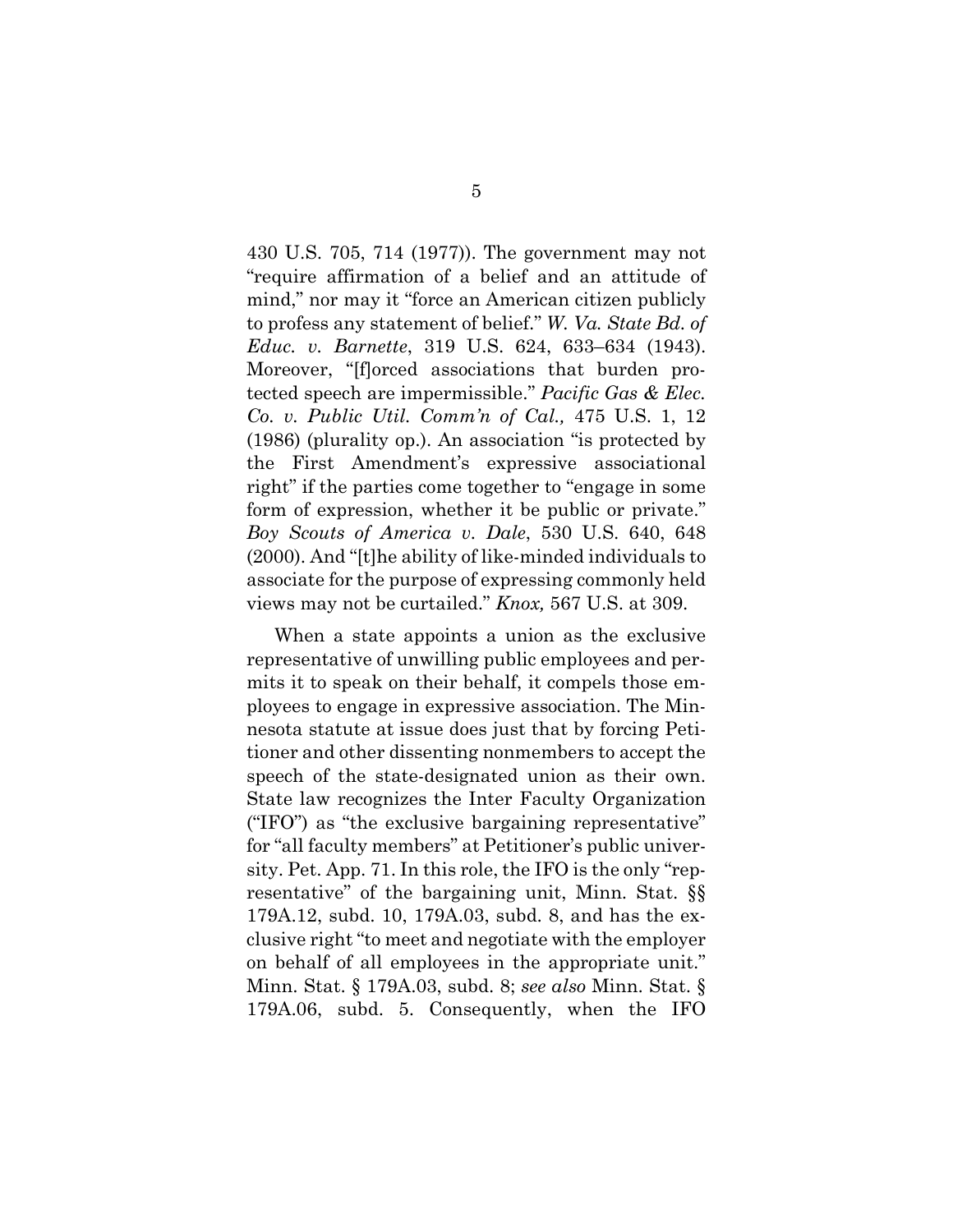430 U.S. 705, 714 (1977)). The government may not "require affirmation of a belief and an attitude of mind," nor may it "force an American citizen publicly to profess any statement of belief." *W. Va. State Bd. of Educ. v. Barnette*, 319 U.S. 624, 633–634 (1943). Moreover, "[f]orced associations that burden protected speech are impermissible." *Pacific Gas & Elec. Co. v. Public Util. Comm'n of Cal.,* 475 U.S. 1, 12 (1986) (plurality op.). An association "is protected by the First Amendment's expressive associational right" if the parties come together to "engage in some form of expression, whether it be public or private." *Boy Scouts of America v. Dale*, 530 U.S. 640, 648 (2000). And "[t]he ability of like-minded individuals to associate for the purpose of expressing commonly held views may not be curtailed." *Knox,* 567 U.S. at 309.

When a state appoints a union as the exclusive representative of unwilling public employees and permits it to speak on their behalf, it compels those employees to engage in expressive association. The Minnesota statute at issue does just that by forcing Petitioner and other dissenting nonmembers to accept the speech of the state-designated union as their own. State law recognizes the Inter Faculty Organization ("IFO") as "the exclusive bargaining representative" for "all faculty members" at Petitioner's public university. Pet. App. 71. In this role, the IFO is the only "representative" of the bargaining unit, Minn. Stat. §§ 179A.12, subd. 10, 179A.03, subd. 8, and has the exclusive right "to meet and negotiate with the employer on behalf of all employees in the appropriate unit." Minn. Stat. § 179A.03, subd. 8; *see also* Minn. Stat. § 179A.06, subd. 5. Consequently, when the IFO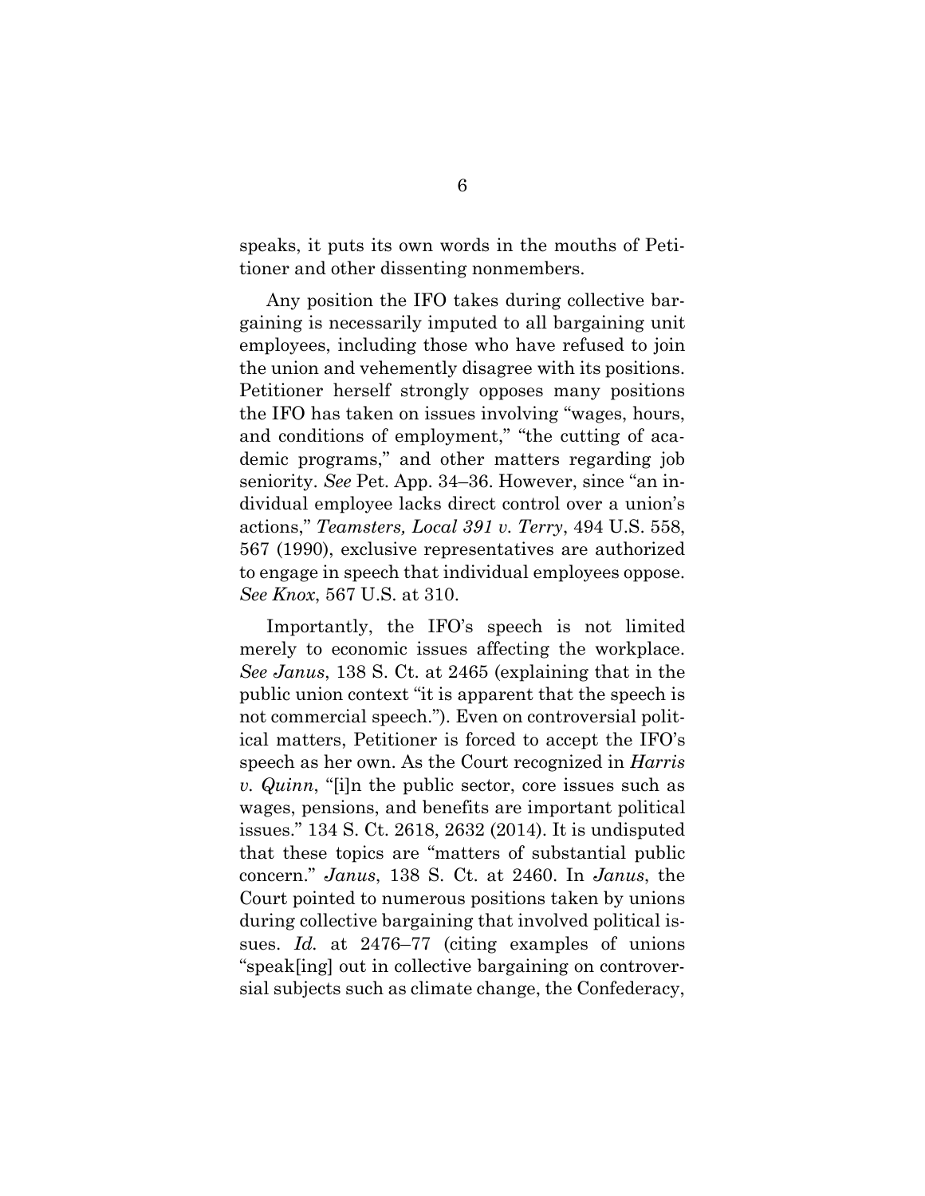speaks, it puts its own words in the mouths of Petitioner and other dissenting nonmembers.

Any position the IFO takes during collective bargaining is necessarily imputed to all bargaining unit employees, including those who have refused to join the union and vehemently disagree with its positions. Petitioner herself strongly opposes many positions the IFO has taken on issues involving "wages, hours, and conditions of employment," "the cutting of academic programs," and other matters regarding job seniority. *See* Pet. App. 34–36. However, since "an individual employee lacks direct control over a union's actions," *Teamsters, Local 391 v. Terry*, 494 U.S. 558, 567 (1990), exclusive representatives are authorized to engage in speech that individual employees oppose. *See Knox*, 567 U.S. at 310.

Importantly, the IFO's speech is not limited merely to economic issues affecting the workplace. *See Janus*, 138 S. Ct. at 2465 (explaining that in the public union context "it is apparent that the speech is not commercial speech."). Even on controversial political matters, Petitioner is forced to accept the IFO's speech as her own. As the Court recognized in *Harris v. Quinn*, "[i]n the public sector, core issues such as wages, pensions, and benefits are important political issues." 134 S. Ct. 2618, 2632 (2014). It is undisputed that these topics are "matters of substantial public concern." *Janus*, 138 S. Ct. at 2460. In *Janus*, the Court pointed to numerous positions taken by unions during collective bargaining that involved political issues. *Id.* at 2476–77 (citing examples of unions "speak[ing] out in collective bargaining on controversial subjects such as climate change, the Confederacy,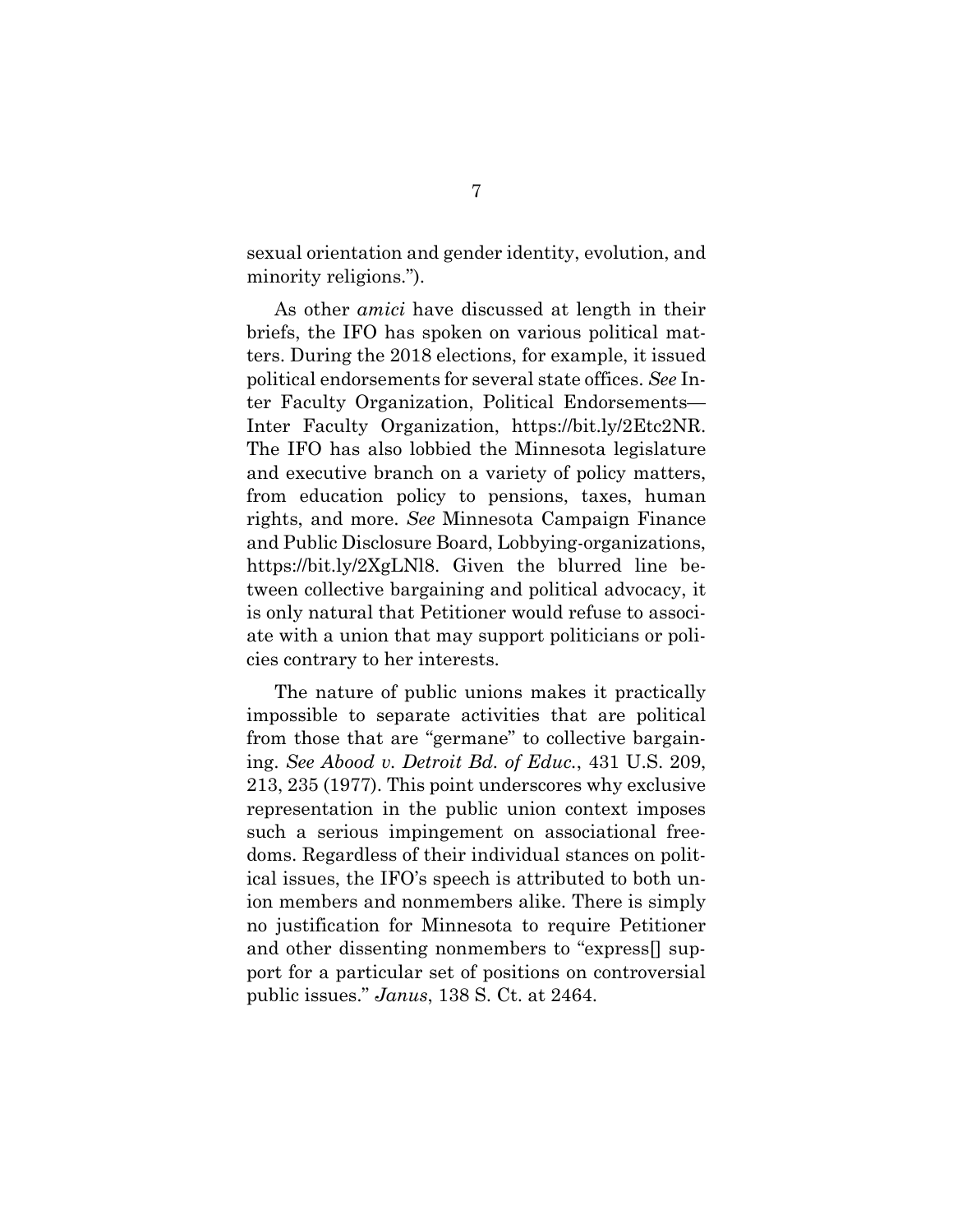sexual orientation and gender identity, evolution, and minority religions.").

As other *amici* have discussed at length in their briefs, the IFO has spoken on various political matters. During the 2018 elections, for example, it issued political endorsements for several state offices. *See* Inter Faculty Organization, Political Endorsements—Inter Faculty Organization, https://bit.ly/2Etc2NR. The IFO has also lobbied the Minnesota legislature and executive branch on a variety of policy matters, from education policy to pensions, taxes, human rights, and more. *See* Minnesota Campaign Finance and Public Disclosure Board, Lobbying-organizations, https://bit.ly/2XgLNl8. Given the blurred line between collective bargaining and political advocacy, it is only natural that Petitioner would refuse to associate with a union that may support politicians or policies contrary to her interests.

The nature of public unions makes it practically impossible to separate activities that are political from those that are "germane" to collective bargaining. *See Abood v. Detroit Bd. of Educ.*, 431 U.S. 209, 213, 235 (1977). This point underscores why exclusive representation in the public union context imposes such a serious impingement on associational freedoms. Regardless of their individual stances on political issues, the IFO's speech is attributed to both union members and nonmembers alike. There is simply no justification for Minnesota to require Petitioner and other dissenting nonmembers to "express[] support for a particular set of positions on controversial public issues." *Janus*, 138 S. Ct. at 2464.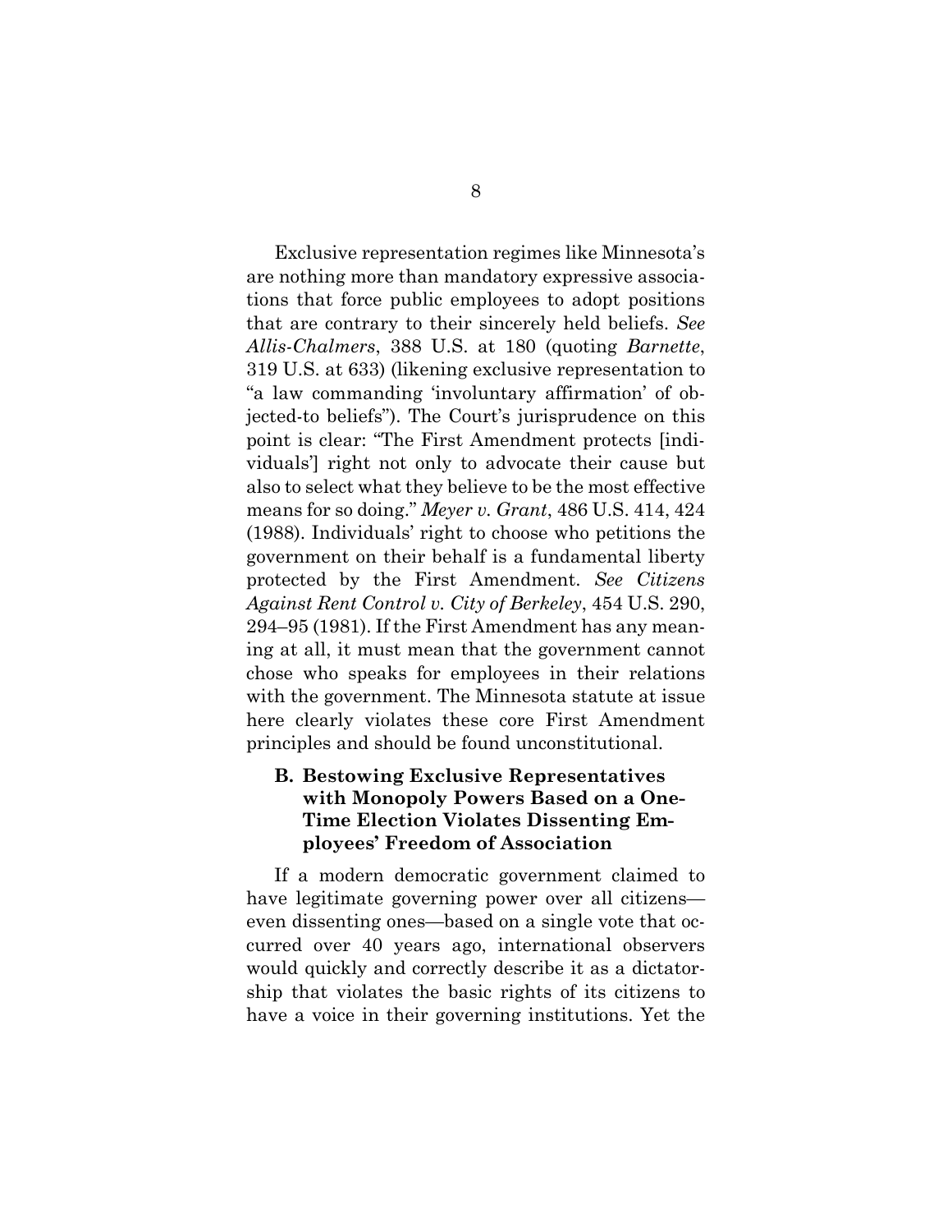Exclusive representation regimes like Minnesota's are nothing more than mandatory expressive associations that force public employees to adopt positions that are contrary to their sincerely held beliefs. *See Allis-Chalmers*, 388 U.S. at 180 (quoting *Barnette*, 319 U.S. at 633) (likening exclusive representation to "a law commanding 'involuntary affirmation' of objected-to beliefs"). The Court's jurisprudence on this point is clear: "The First Amendment protects [individuals'] right not only to advocate their cause but also to select what they believe to be the most effective means for so doing." *Meyer v. Grant*, 486 U.S. 414, 424 (1988). Individuals' right to choose who petitions the government on their behalf is a fundamental liberty protected by the First Amendment. *See Citizens Against Rent Control v. City of Berkeley*, 454 U.S. 290, 294–95 (1981). If the First Amendment has any meaning at all, it must mean that the government cannot chose who speaks for employees in their relations with the government. The Minnesota statute at issue here clearly violates these core First Amendment principles and should be found unconstitutional.

### B. Bestowing Exclusive Representatives with Monopoly Powers Based on a One-Time Election Violates Dissenting Employees' Freedom of Association

If a modern democratic government claimed to have legitimate governing power over all citizens—even dissenting ones—based on a single vote that occurred over 40 years ago, international observers would quickly and correctly describe it as a dictatorship that violates the basic rights of its citizens to have a voice in their governing institutions. Yet the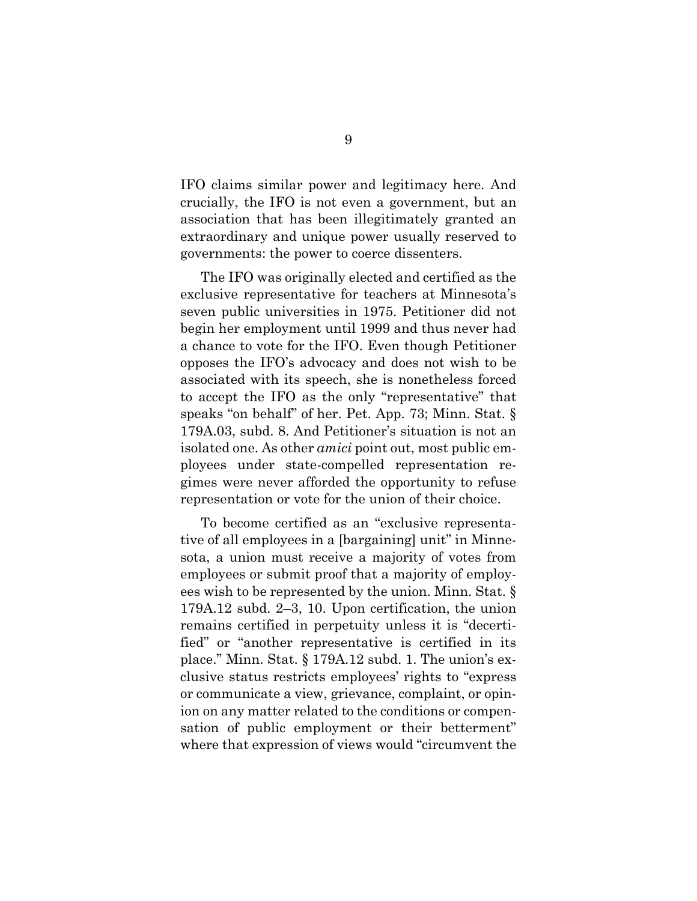IFO claims similar power and legitimacy here. And crucially, the IFO is not even a government, but an association that has been illegitimately granted an extraordinary and unique power usually reserved to governments: the power to coerce dissenters.

The IFO was originally elected and certified as the exclusive representative for teachers at Minnesota's seven public universities in 1975. Petitioner did not begin her employment until 1999 and thus never had a chance to vote for the IFO. Even though Petitioner opposes the IFO's advocacy and does not wish to be associated with its speech, she is nonetheless forced to accept the IFO as the only "representative" that speaks "on behalf" of her. Pet. App. 73; Minn. Stat. § 179A.03, subd. 8. And Petitioner's situation is not an isolated one. As other *amici* point out, most public employees under state-compelled representation regimes were never afforded the opportunity to refuse representation or vote for the union of their choice.

To become certified as an "exclusive representative of all employees in a [bargaining] unit" in Minnesota, a union must receive a majority of votes from employees or submit proof that a majority of employees wish to be represented by the union. Minn. Stat. § 179A.12 subd. 2–3, 10. Upon certification, the union remains certified in perpetuity unless it is "decertified" or "another representative is certified in its place." Minn. Stat. § 179A.12 subd. 1. The union's exclusive status restricts employees' rights to "express or communicate a view, grievance, complaint, or opinion on any matter related to the conditions or compensation of public employment or their betterment" where that expression of views would "circumvent the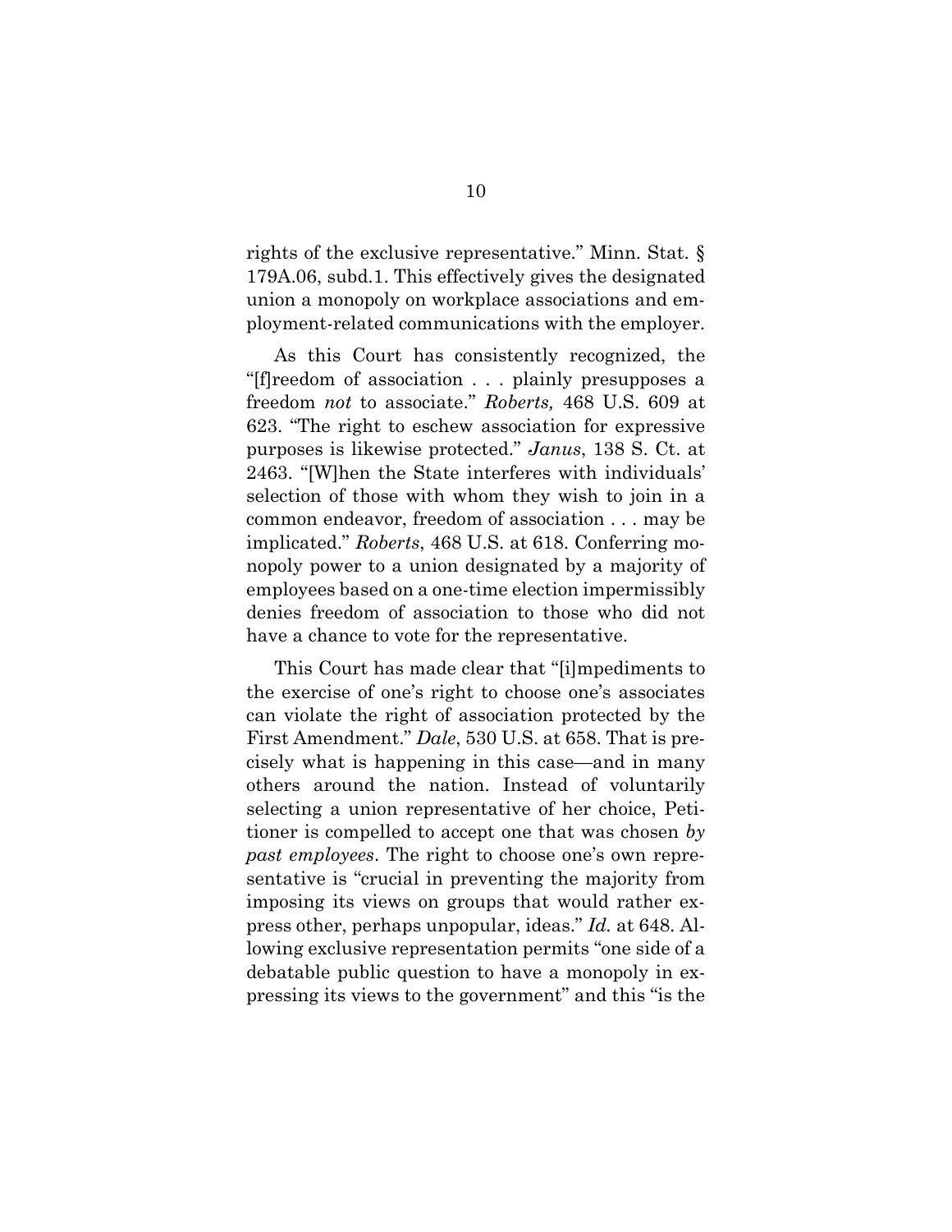rights of the exclusive representative." Minn. Stat. § 179A.06, subd.1. This effectively gives the designated union a monopoly on workplace associations and employment-related communications with the employer.

As this Court has consistently recognized, the "[f]reedom of association . . . plainly presupposes a freedom *not* to associate." *Roberts,* 468 U.S. 609 at 623. "The right to eschew association for expressive purposes is likewise protected." *Janus*, 138 S. Ct. at 2463. "[W]hen the State interferes with individuals' selection of those with whom they wish to join in a common endeavor, freedom of association . . . may be implicated." *Roberts*, 468 U.S. at 618. Conferring monopoly power to a union designated by a majority of employees based on a one-time election impermissibly denies freedom of association to those who did not have a chance to vote for the representative.

This Court has made clear that "[i]mpediments to the exercise of one's right to choose one's associates can violate the right of association protected by the First Amendment." *Dale*, 530 U.S. at 658. That is precisely what is happening in this case—and in many others around the nation. Instead of voluntarily selecting a union representative of her choice, Petitioner is compelled to accept one that was chosen *by past employees*. The right to choose one's own representative is "crucial in preventing the majority from imposing its views on groups that would rather express other, perhaps unpopular, ideas." *Id.* at 648. Allowing exclusive representation permits "one side of a debatable public question to have a monopoly in expressing its views to the government" and this "is the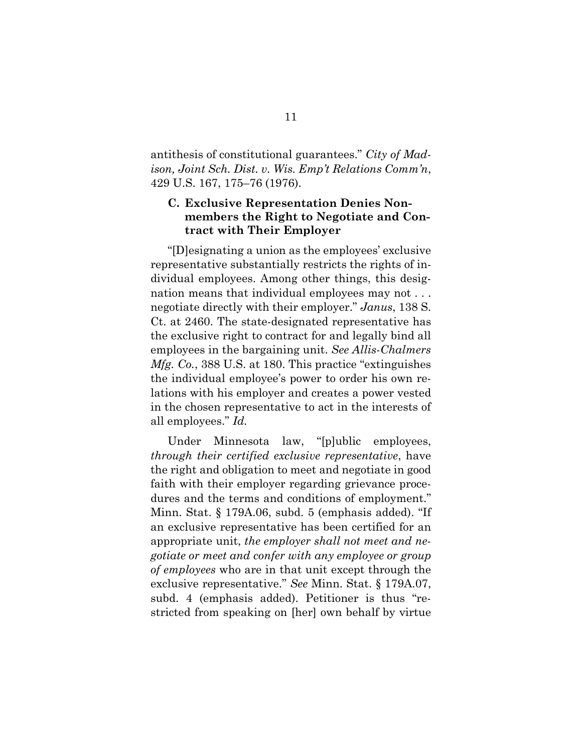antithesis of constitutional guarantees." *City of Madison, Joint Sch. Dist. v. Wis. Emp't Relations Comm'n*, 429 U.S. 167, 175–76 (1976).

### C. Exclusive Representation Denies Nonmembers the Right to Negotiate and Contract with Their Employer

"[D]esignating a union as the employees' exclusive representative substantially restricts the rights of individual employees. Among other things, this designation means that individual employees may not . . . negotiate directly with their employer." *Janus*, 138 S. Ct. at 2460. The state-designated representative has the exclusive right to contract for and legally bind all employees in the bargaining unit. *See Allis-Chalmers Mfg. Co.*, 388 U.S. at 180. This practice "extinguishes the individual employee's power to order his own relations with his employer and creates a power vested in the chosen representative to act in the interests of all employees." *Id.*

Under Minnesota law, "[p]ublic employees, *through their certified exclusive representative*, have the right and obligation to meet and negotiate in good faith with their employer regarding grievance procedures and the terms and conditions of employment." Minn. Stat. § 179A.06, subd. 5 (emphasis added). "If an exclusive representative has been certified for an appropriate unit, *the employer shall not meet and negotiate or meet and confer with any employee or group of employees* who are in that unit except through the exclusive representative." *See* Minn. Stat. § 179A.07, subd. 4 (emphasis added). Petitioner is thus "restricted from speaking on [her] own behalf by virtue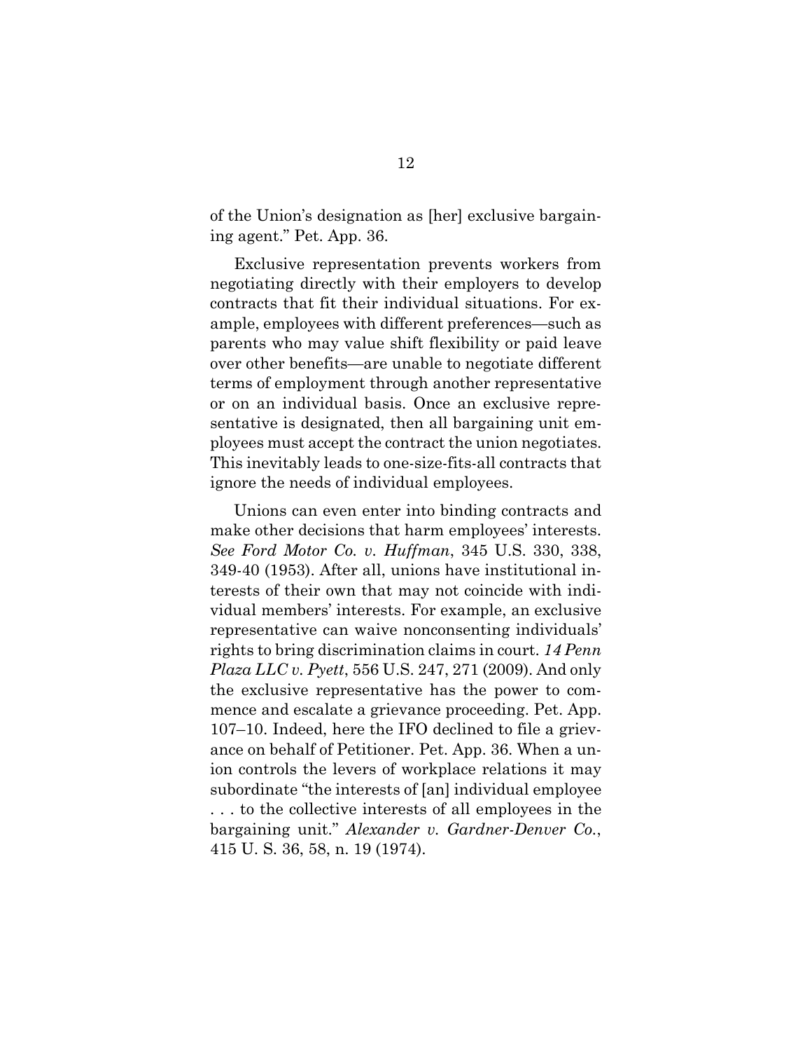of the Union's designation as [her] exclusive bargaining agent." Pet. App. 36.

Exclusive representation prevents workers from negotiating directly with their employers to develop contracts that fit their individual situations. For example, employees with different preferences—such as parents who may value shift flexibility or paid leave over other benefits—are unable to negotiate different terms of employment through another representative or on an individual basis. Once an exclusive representative is designated, then all bargaining unit employees must accept the contract the union negotiates. This inevitably leads to one-size-fits-all contracts that ignore the needs of individual employees.

Unions can even enter into binding contracts and make other decisions that harm employees' interests. *See Ford Motor Co. v. Huffman*, 345 U.S. 330, 338, 349-40 (1953). After all, unions have institutional interests of their own that may not coincide with individual members' interests. For example, an exclusive representative can waive nonconsenting individuals' rights to bring discrimination claims in court. *14 Penn Plaza LLC v. Pyett*, 556 U.S. 247, 271 (2009). And only the exclusive representative has the power to commence and escalate a grievance proceeding. Pet. App. 107–10. Indeed, here the IFO declined to file a grievance on behalf of Petitioner. Pet. App. 36. When a union controls the levers of workplace relations it may subordinate "the interests of [an] individual employee . . . to the collective interests of all employees in the bargaining unit." *Alexander v. Gardner-Denver Co.*, 415 U. S. 36, 58, n. 19 (1974).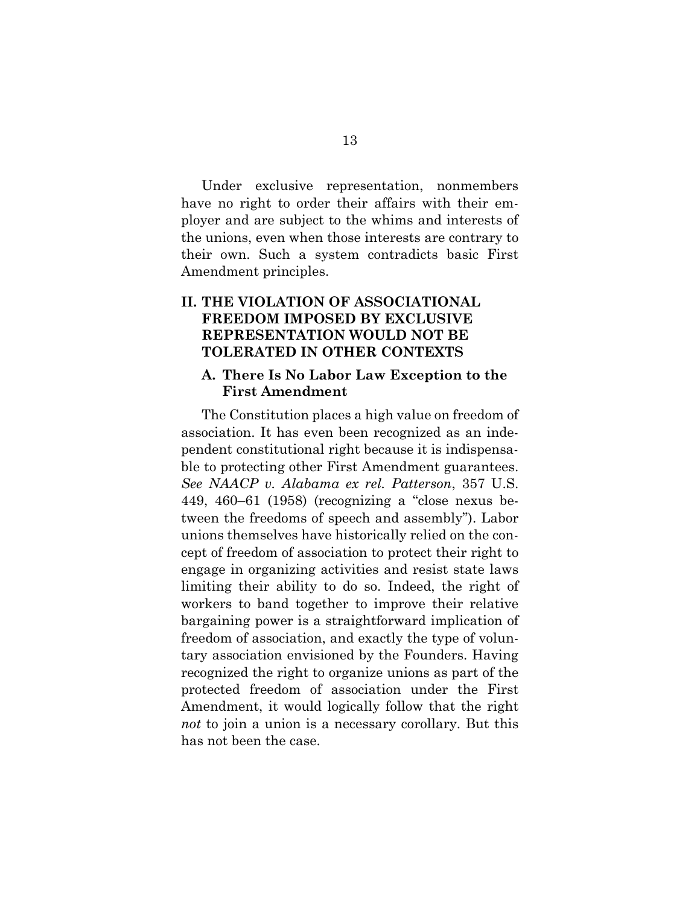Under exclusive representation, nonmembers have no right to order their affairs with their employer and are subject to the whims and interests of the unions, even when those interests are contrary to their own. Such a system contradicts basic First Amendment principles.

## II. THE VIOLATION OF ASSOCIATIONAL FREEDOM IMPOSED BY EXCLUSIVE REPRESENTATION WOULD NOT BE TOLERATED IN OTHER CONTEXTS

### A. There Is No Labor Law Exception to the First Amendment

The Constitution places a high value on freedom of association. It has even been recognized as an independent constitutional right because it is indispensable to protecting other First Amendment guarantees. *See NAACP v. Alabama ex rel. Patterson*, 357 U.S. 449, 460–61 (1958) (recognizing a "close nexus between the freedoms of speech and assembly"). Labor unions themselves have historically relied on the concept of freedom of association to protect their right to engage in organizing activities and resist state laws limiting their ability to do so. Indeed, the right of workers to band together to improve their relative bargaining power is a straightforward implication of freedom of association, and exactly the type of voluntary association envisioned by the Founders. Having recognized the right to organize unions as part of the protected freedom of association under the First Amendment, it would logically follow that the right *not* to join a union is a necessary corollary. But this has not been the case.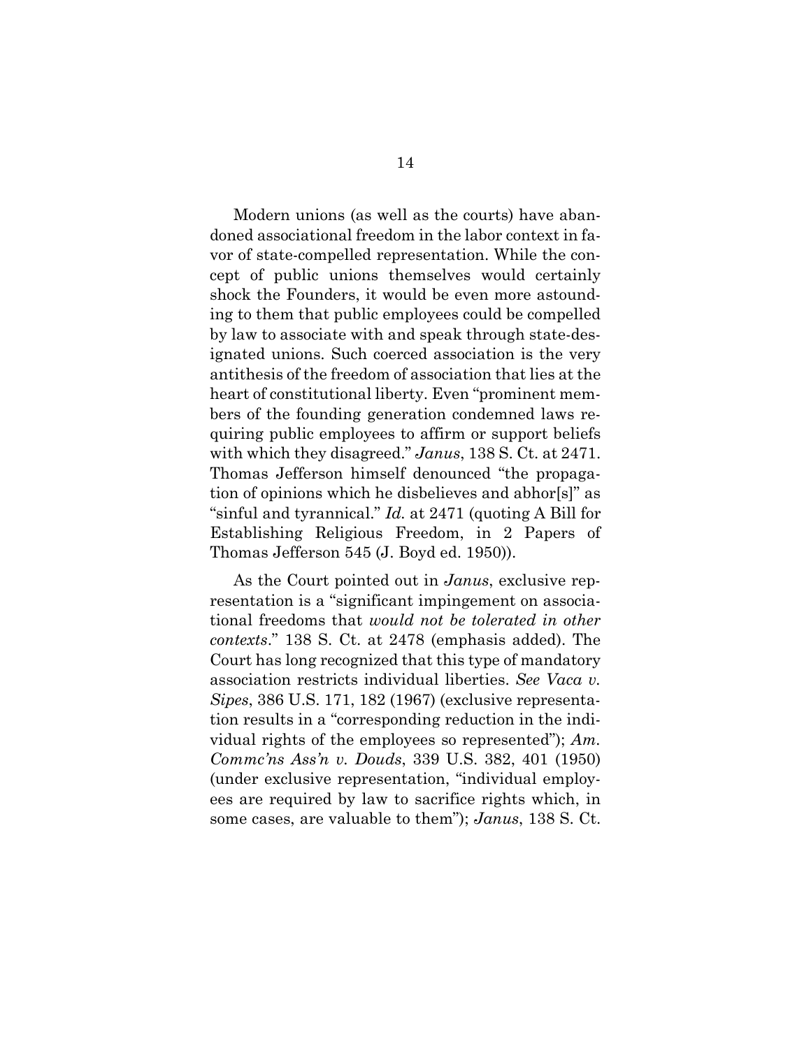Modern unions (as well as the courts) have abandoned associational freedom in the labor context in favor of state-compelled representation. While the concept of public unions themselves would certainly shock the Founders, it would be even more astounding to them that public employees could be compelled by law to associate with and speak through state-designated unions. Such coerced association is the very antithesis of the freedom of association that lies at the heart of constitutional liberty. Even "prominent members of the founding generation condemned laws requiring public employees to affirm or support beliefs with which they disagreed." *Janus*, 138 S. Ct. at 2471. Thomas Jefferson himself denounced "the propagation of opinions which he disbelieves and abhor[s]" as "sinful and tyrannical." *Id.* at 2471 (quoting A Bill for Establishing Religious Freedom, in 2 Papers of Thomas Jefferson 545 (J. Boyd ed. 1950)).

As the Court pointed out in *Janus*, exclusive representation is a "significant impingement on associational freedoms that *would not be tolerated in other contexts*." 138 S. Ct. at 2478 (emphasis added). The Court has long recognized that this type of mandatory association restricts individual liberties. *See Vaca v. Sipes*, 386 U.S. 171, 182 (1967) (exclusive representation results in a "corresponding reduction in the individual rights of the employees so represented"); *Am. Commc'ns Ass'n v. Douds*, 339 U.S. 382, 401 (1950) (under exclusive representation, "individual employees are required by law to sacrifice rights which, in some cases, are valuable to them"); *Janus*, 138 S. Ct.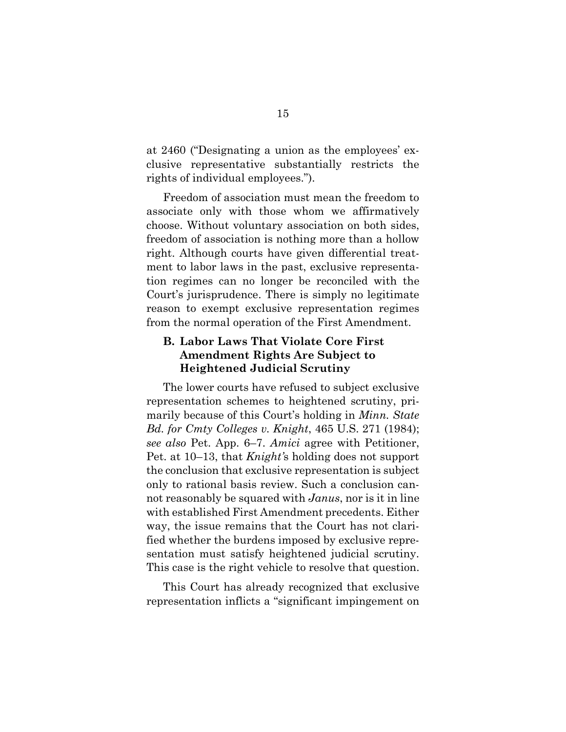at 2460 ("Designating a union as the employees' exclusive representative substantially restricts the rights of individual employees.").

Freedom of association must mean the freedom to associate only with those whom we affirmatively choose. Without voluntary association on both sides, freedom of association is nothing more than a hollow right. Although courts have given differential treatment to labor laws in the past, exclusive representation regimes can no longer be reconciled with the Court's jurisprudence. There is simply no legitimate reason to exempt exclusive representation regimes from the normal operation of the First Amendment.

### B. Labor Laws That Violate Core First Amendment Rights Are Subject to Heightened Judicial Scrutiny

The lower courts have refused to subject exclusive representation schemes to heightened scrutiny, primarily because of this Court's holding in *Minn. State Bd. for Cmty Colleges v. Knight*, 465 U.S. 271 (1984); *see also* Pet. App. 6–7. *Amici* agree with Petitioner, Pet. at 10–13, that *Knight's* holding does not support the conclusion that exclusive representation is subject only to rational basis review. Such a conclusion cannot reasonably be squared with *Janus*, nor is it in line with established First Amendment precedents. Either way, the issue remains that the Court has not clarified whether the burdens imposed by exclusive representation must satisfy heightened judicial scrutiny. This case is the right vehicle to resolve that question.

This Court has already recognized that exclusive representation inflicts a "significant impingement on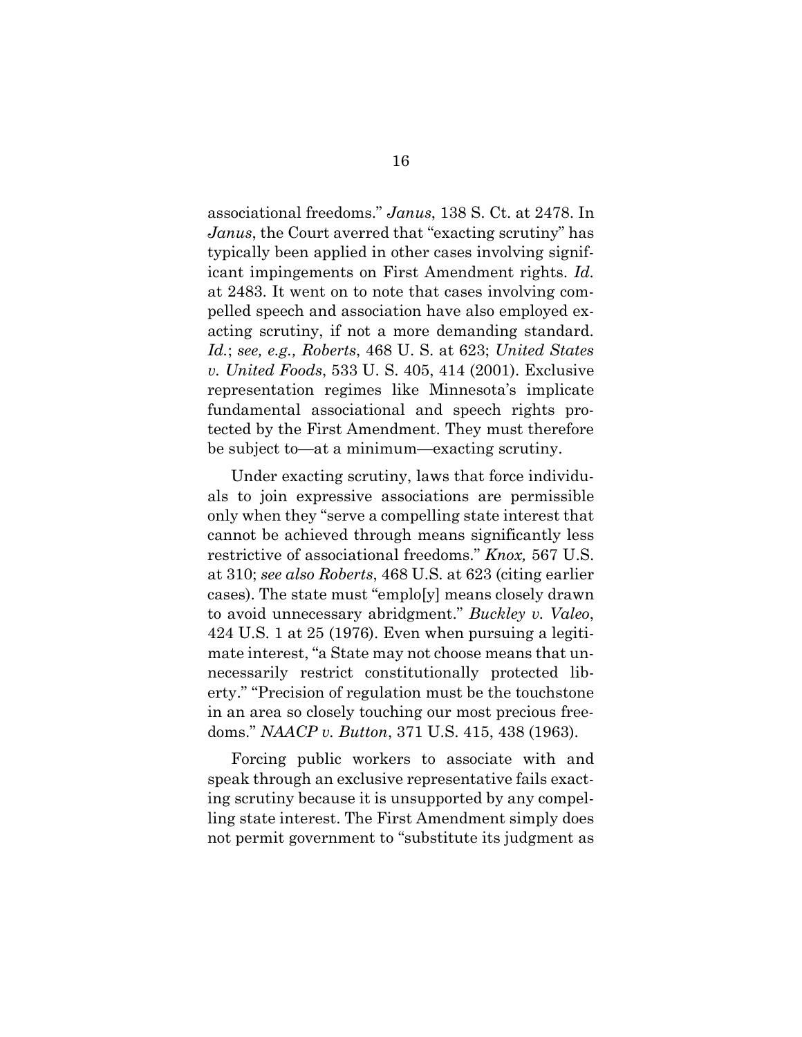associational freedoms." *Janus*, 138 S. Ct. at 2478. In *Janus*, the Court averred that "exacting scrutiny" has typically been applied in other cases involving significant impingements on First Amendment rights. *Id.* at 2483. It went on to note that cases involving compelled speech and association have also employed exacting scrutiny, if not a more demanding standard. *Id.*; *see, e.g., Roberts*, 468 U. S. at 623; *United States v. United Foods*, 533 U. S. 405, 414 (2001). Exclusive representation regimes like Minnesota's implicate fundamental associational and speech rights protected by the First Amendment. They must therefore be subject to—at a minimum—exacting scrutiny.

Under exacting scrutiny, laws that force individuals to join expressive associations are permissible only when they "serve a compelling state interest that cannot be achieved through means significantly less restrictive of associational freedoms." *Knox,* 567 U.S. at 310; *see also Roberts*, 468 U.S. at 623 (citing earlier cases). The state must "emplo[y] means closely drawn to avoid unnecessary abridgment." *Buckley v. Valeo*, 424 U.S. 1 at 25 (1976). Even when pursuing a legitimate interest, "a State may not choose means that unnecessarily restrict constitutionally protected liberty." "Precision of regulation must be the touchstone in an area so closely touching our most precious freedoms." *NAACP v. Button*, 371 U.S. 415, 438 (1963).

Forcing public workers to associate with and speak through an exclusive representative fails exacting scrutiny because it is unsupported by any compelling state interest. The First Amendment simply does not permit government to "substitute its judgment as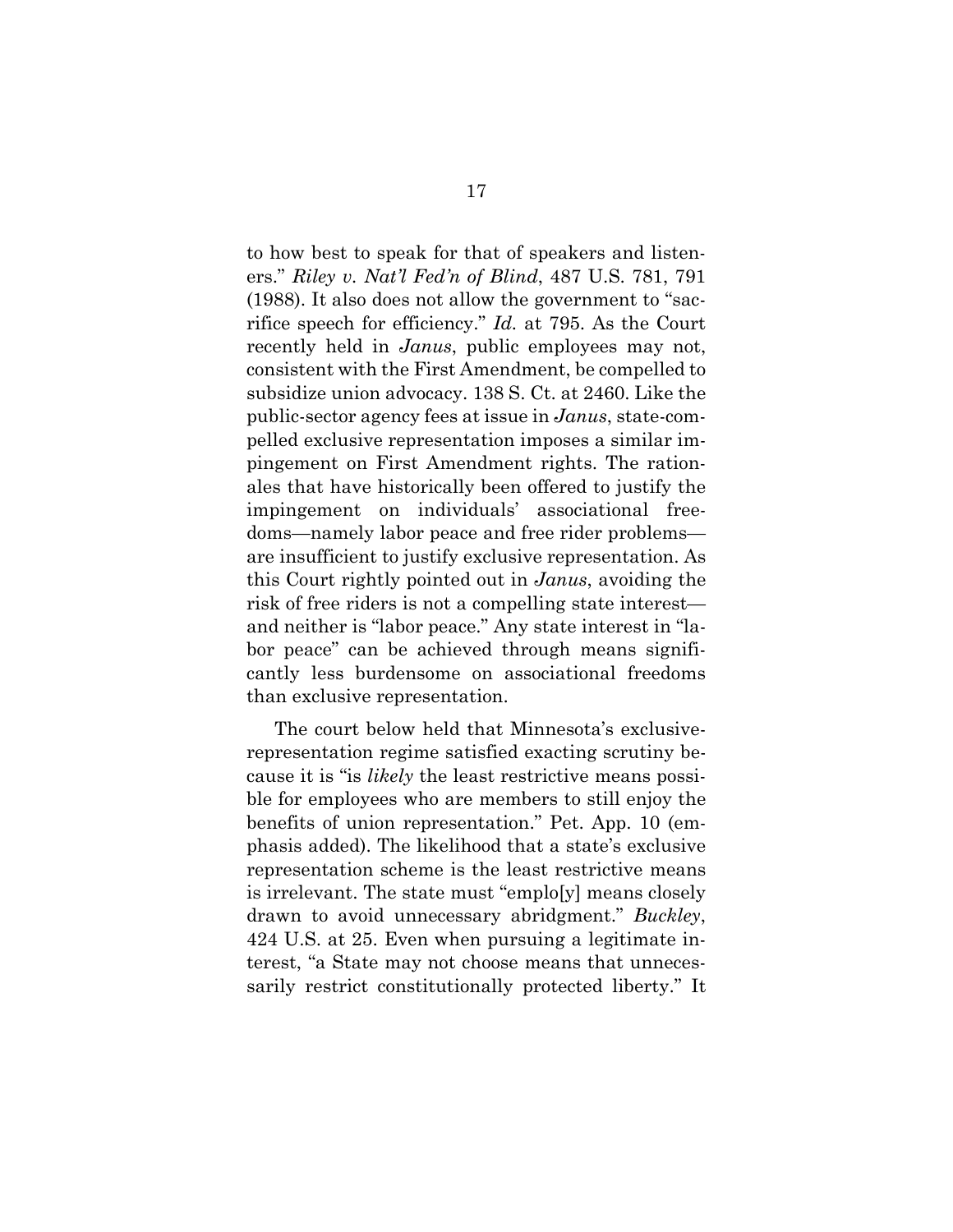to how best to speak for that of speakers and listeners." *Riley v. Nat'l Fed'n of Blind*, 487 U.S. 781, 791 (1988). It also does not allow the government to "sacrifice speech for efficiency." *Id.* at 795. As the Court recently held in *Janus*, public employees may not, consistent with the First Amendment, be compelled to subsidize union advocacy. 138 S. Ct. at 2460. Like the public-sector agency fees at issue in *Janus*, state-compelled exclusive representation imposes a similar impingement on First Amendment rights. The rationales that have historically been offered to justify the impingement on individuals' associational freedoms—namely labor peace and free rider problems—are insufficient to justify exclusive representation. As this Court rightly pointed out in *Janus*, avoiding the risk of free riders is not a compelling state interest—and neither is "labor peace." Any state interest in "labor peace" can be achieved through means significantly less burdensome on associational freedoms than exclusive representation.

The court below held that Minnesota's exclusive-representation regime satisfied exacting scrutiny because it is "is *likely* the least restrictive means possible for employees who are members to still enjoy the benefits of union representation." Pet. App. 10 (emphasis added). The likelihood that a state's exclusive representation scheme is the least restrictive means is irrelevant. The state must "emplo[y] means closely drawn to avoid unnecessary abridgment." *Buckley*, 424 U.S. at 25. Even when pursuing a legitimate interest, "a State may not choose means that unnecessarily restrict constitutionally protected liberty." It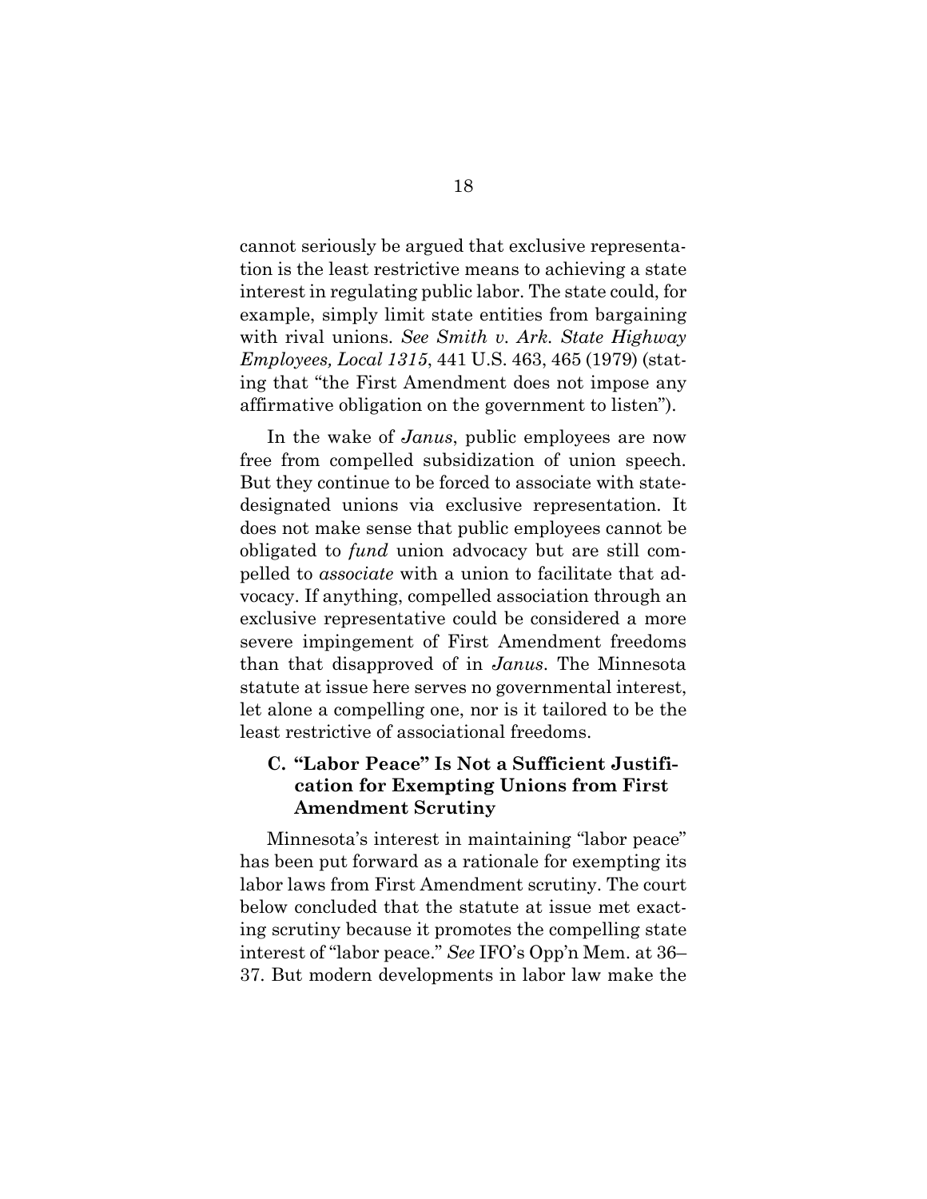cannot seriously be argued that exclusive representation is the least restrictive means to achieving a state interest in regulating public labor. The state could, for example, simply limit state entities from bargaining with rival unions. *See Smith v. Ark. State Highway Employees, Local 1315*, 441 U.S. 463, 465 (1979) (stating that "the First Amendment does not impose any affirmative obligation on the government to listen").

In the wake of *Janus*, public employees are now free from compelled subsidization of union speech. But they continue to be forced to associate with state-designated unions via exclusive representation. It does not make sense that public employees cannot be obligated to *fund* union advocacy but are still compelled to *associate* with a union to facilitate that advocacy. If anything, compelled association through an exclusive representative could be considered a more severe impingement of First Amendment freedoms than that disapproved of in *Janus*. The Minnesota statute at issue here serves no governmental interest, let alone a compelling one, nor is it tailored to be the least restrictive of associational freedoms.

### C. "Labor Peace" Is Not a Sufficient Justification for Exempting Unions from First Amendment Scrutiny

Minnesota's interest in maintaining "labor peace" has been put forward as a rationale for exempting its labor laws from First Amendment scrutiny. The court below concluded that the statute at issue met exacting scrutiny because it promotes the compelling state interest of "labor peace." *See* IFO's Opp'n Mem. at 36–37. But modern developments in labor law make the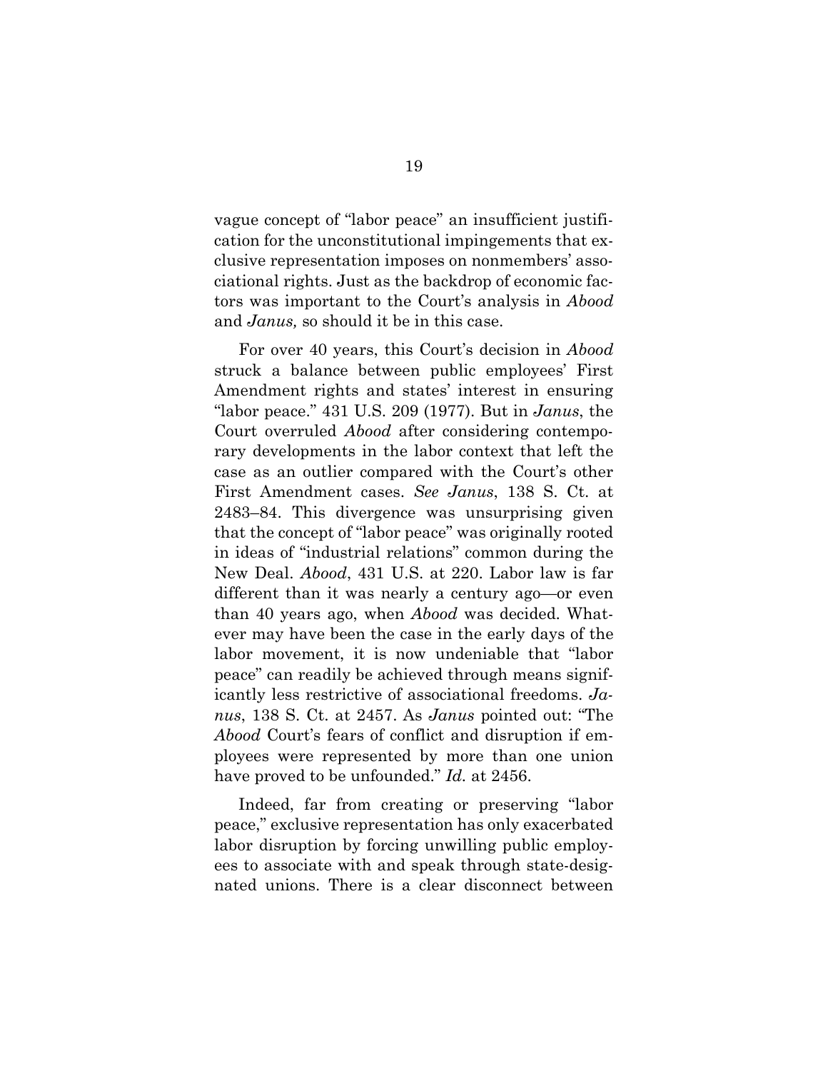vague concept of "labor peace" an insufficient justification for the unconstitutional impingements that exclusive representation imposes on nonmembers' associational rights. Just as the backdrop of economic factors was important to the Court's analysis in *Abood* and *Janus,* so should it be in this case.

For over 40 years, this Court's decision in *Abood* struck a balance between public employees' First Amendment rights and states' interest in ensuring "labor peace." 431 U.S. 209 (1977). But in *Janus*, the Court overruled *Abood* after considering contemporary developments in the labor context that left the case as an outlier compared with the Court's other First Amendment cases. *See Janus*, 138 S. Ct. at 2483–84. This divergence was unsurprising given that the concept of "labor peace" was originally rooted in ideas of "industrial relations" common during the New Deal. *Abood*, 431 U.S. at 220. Labor law is far different than it was nearly a century ago—or even than 40 years ago, when *Abood* was decided. Whatever may have been the case in the early days of the labor movement, it is now undeniable that "labor peace" can readily be achieved through means significantly less restrictive of associational freedoms. *Janus*, 138 S. Ct. at 2457. As *Janus* pointed out: "The *Abood* Court's fears of conflict and disruption if employees were represented by more than one union have proved to be unfounded." *Id.* at 2456.

Indeed, far from creating or preserving "labor peace," exclusive representation has only exacerbated labor disruption by forcing unwilling public employees to associate with and speak through state-designated unions. There is a clear disconnect between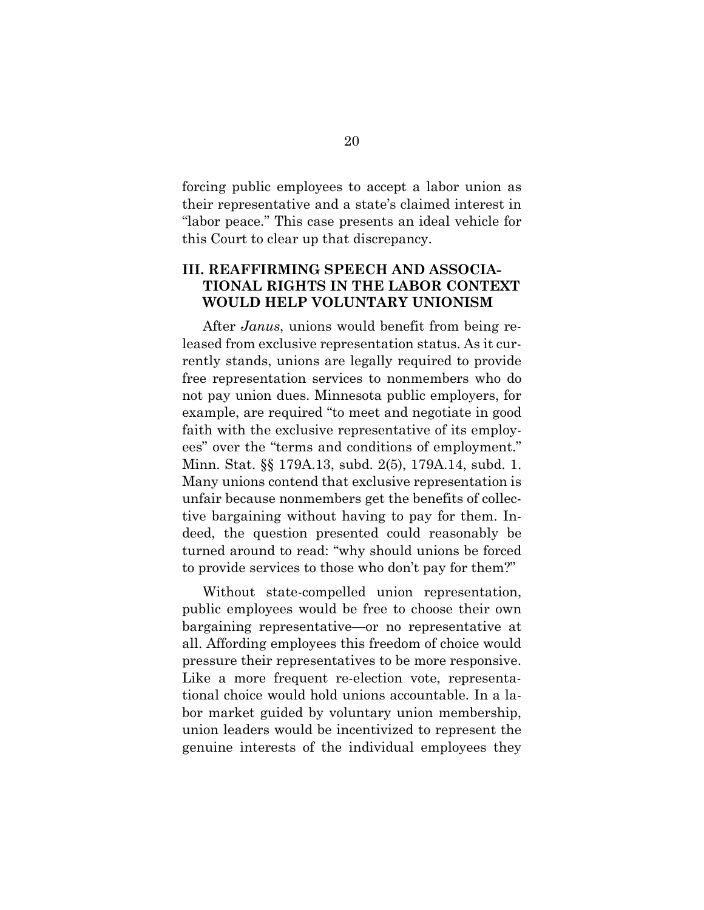forcing public employees to accept a labor union as their representative and a state's claimed interest in "labor peace." This case presents an ideal vehicle for this Court to clear up that discrepancy.

## III. REAFFIRMING SPEECH AND ASSOCIATIONAL RIGHTS IN THE LABOR CONTEXT WOULD HELP VOLUNTARY UNIONISM

After *Janus*, unions would benefit from being released from exclusive representation status. As it currently stands, unions are legally required to provide free representation services to nonmembers who do not pay union dues. Minnesota public employers, for example, are required "to meet and negotiate in good faith with the exclusive representative of its employees" over the "terms and conditions of employment." Minn. Stat. §§ 179A.13, subd. 2(5), 179A.14, subd. 1. Many unions contend that exclusive representation is unfair because nonmembers get the benefits of collective bargaining without having to pay for them. Indeed, the question presented could reasonably be turned around to read: "why should unions be forced to provide services to those who don't pay for them?"

Without state-compelled union representation, public employees would be free to choose their own bargaining representative—or no representative at all. Affording employees this freedom of choice would pressure their representatives to be more responsive. Like a more frequent re-election vote, representational choice would hold unions accountable. In a labor market guided by voluntary union membership, union leaders would be incentivized to represent the genuine interests of the individual employees they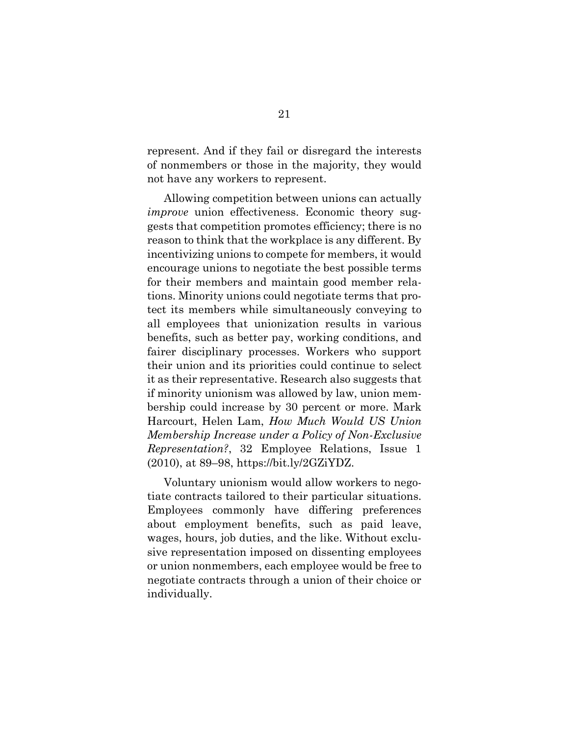represent. And if they fail or disregard the interests of nonmembers or those in the majority, they would not have any workers to represent.

Allowing competition between unions can actually *improve* union effectiveness. Economic theory suggests that competition promotes efficiency; there is no reason to think that the workplace is any different. By incentivizing unions to compete for members, it would encourage unions to negotiate the best possible terms for their members and maintain good member relations. Minority unions could negotiate terms that protect its members while simultaneously conveying to all employees that unionization results in various benefits, such as better pay, working conditions, and fairer disciplinary processes. Workers who support their union and its priorities could continue to select it as their representative. Research also suggests that if minority unionism was allowed by law, union membership could increase by 30 percent or more. Mark Harcourt, Helen Lam, *How Much Would US Union Membership Increase under a Policy of Non-Exclusive Representation?*, 32 Employee Relations, Issue 1 (2010), at 89–98, https://bit.ly/2GZiYDZ.

Voluntary unionism would allow workers to negotiate contracts tailored to their particular situations. Employees commonly have differing preferences about employment benefits, such as paid leave, wages, hours, job duties, and the like. Without exclusive representation imposed on dissenting employees or union nonmembers, each employee would be free to negotiate contracts through a union of their choice or individually.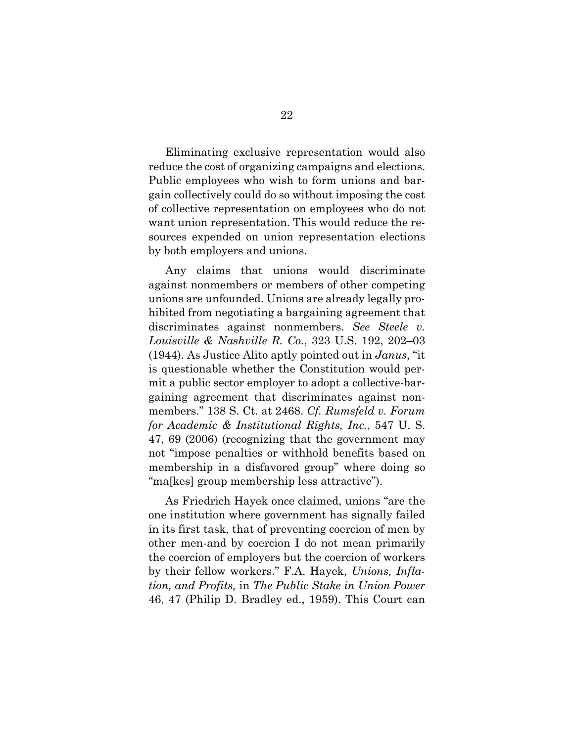Eliminating exclusive representation would also reduce the cost of organizing campaigns and elections. Public employees who wish to form unions and bargain collectively could do so without imposing the cost of collective representation on employees who do not want union representation. This would reduce the resources expended on union representation elections by both employers and unions.

Any claims that unions would discriminate against nonmembers or members of other competing unions are unfounded. Unions are already legally prohibited from negotiating a bargaining agreement that discriminates against nonmembers. *See Steele v. Louisville & Nashville R. Co.*, 323 U.S. 192, 202–03 (1944). As Justice Alito aptly pointed out in *Janus*, "it is questionable whether the Constitution would permit a public sector employer to adopt a collective-bargaining agreement that discriminates against nonmembers." 138 S. Ct. at 2468. *Cf. Rumsfeld v. Forum for Academic & Institutional Rights, Inc.*, 547 U. S. 47, 69 (2006) (recognizing that the government may not "impose penalties or withhold benefits based on membership in a disfavored group" where doing so "ma[kes] group membership less attractive").

As Friedrich Hayek once claimed, unions "are the one institution where government has signally failed in its first task, that of preventing coercion of men by other men-and by coercion I do not mean primarily the coercion of employers but the coercion of workers by their fellow workers." F.A. Hayek, *Unions, Inflation, and Profits,* in *The Public Stake in Union Power* 46, 47 (Philip D. Bradley ed., 1959). This Court can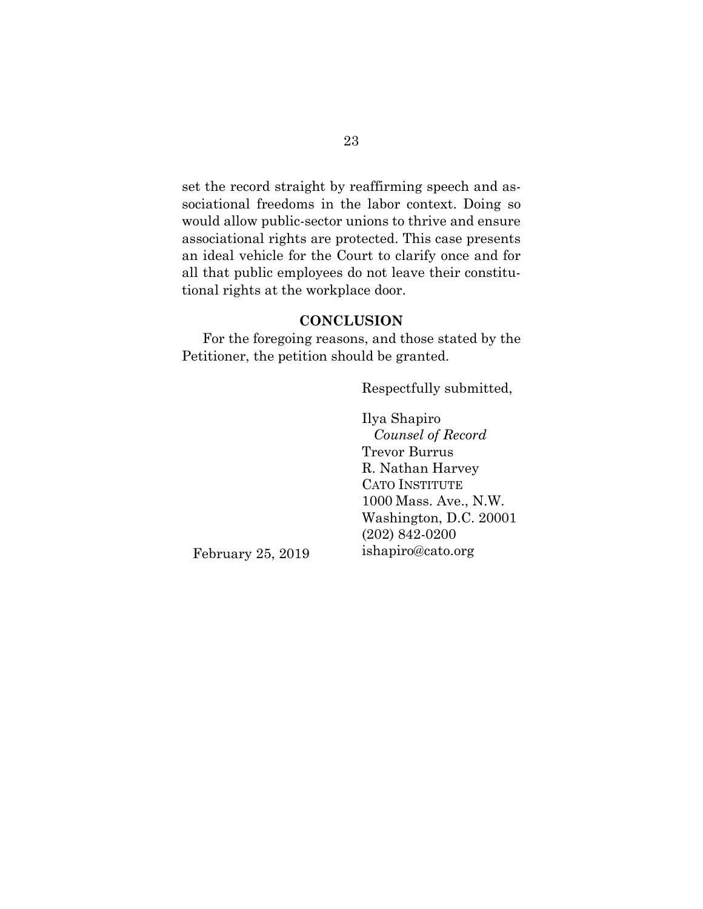set the record straight by reaffirming speech and associational freedoms in the labor context. Doing so would allow public-sector unions to thrive and ensure associational rights are protected. This case presents an ideal vehicle for the Court to clarify once and for all that public employees do not leave their constitutional rights at the workplace door.

## CONCLUSION

For the foregoing reasons, and those stated by the Petitioner, the petition should be granted.

Respectfully submitted,

Ilya Shapiro
*Counsel of Record*
Trevor Burrus
R. Nathan Harvey
CATO INSTITUTE
1000 Mass. Ave., N.W.
Washington, D.C. 20001
(202) 842-0200
ishapiro@cato.org

February 25, 2019